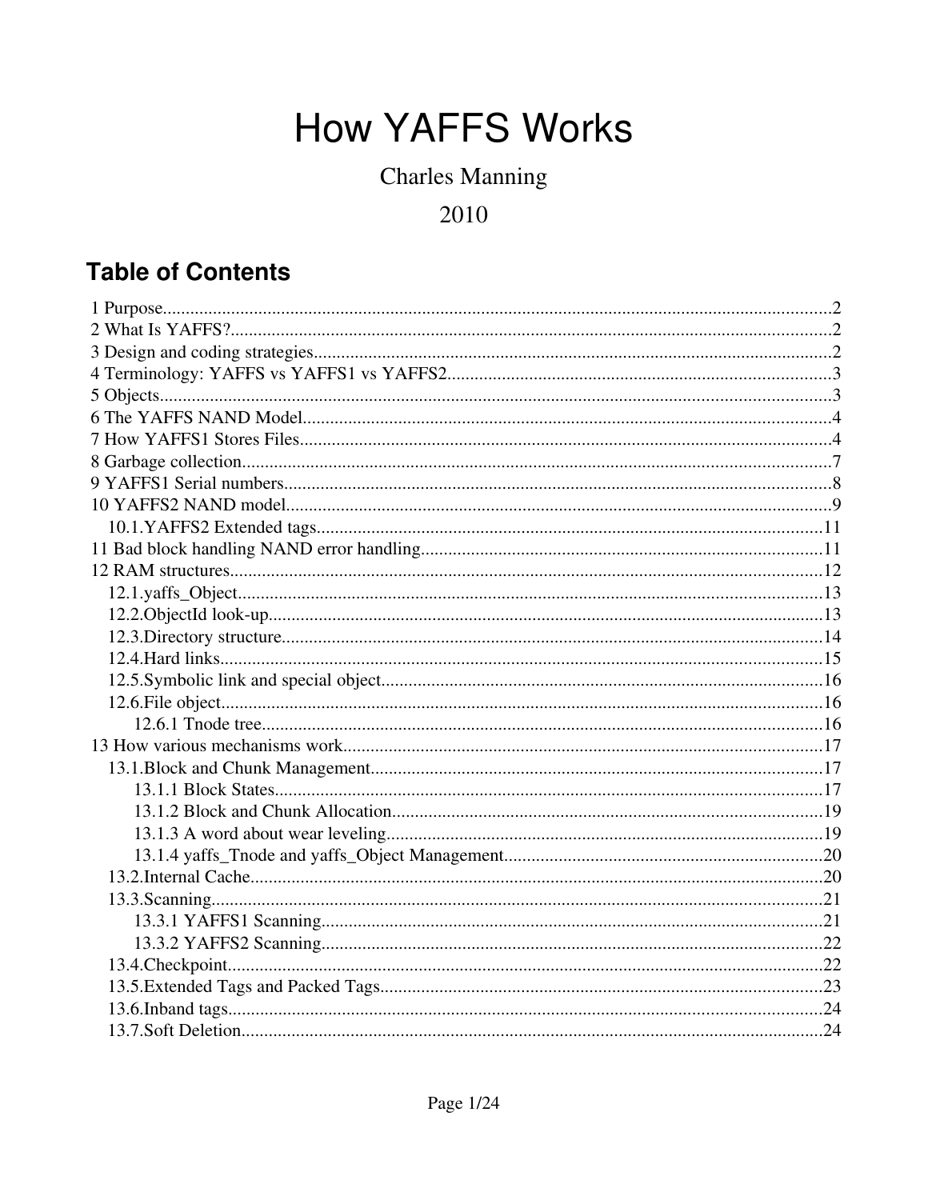# How YAFFS Works

Charles Manning

2010

## Table of Contents

1 Purpose....2
2 What Is YAFFS?....2
3 Design and coding strategies....2
4 Terminology: YAFFS vs YAFFS1 vs YAFFS2....3
5 Objects....3
6 The YAFFS NAND Model....4
7 How YAFFS1 Stores Files....4
8 Garbage collection....7
9 YAFFS1 Serial numbers....8
10 YAFFS2 NAND model....9
- 10.1.YAFFS2 Extended tags....11

11 Bad block handling NAND error handling....11
12 RAM structures....12
- 12.1.yaffs_Object....13
- 12.2.ObjectId look-up....13
- 12.3.Directory structure....14
- 12.4.Hard links....15
- 12.5.Symbolic link and special object....16
- 12.6.File object....16
  - 12.6.1 Tnode tree....16

13 How various mechanisms work....17
- 13.1.Block and Chunk Management....17
  - 13.1.1 Block States....17
  - 13.1.2 Block and Chunk Allocation....19
  - 13.1.3 A word about wear leveling....19
  - 13.1.4 yaffs_Tnode and yaffs_Object Management....20
- 13.2.Internal Cache....20
- 13.3.Scanning....21
  - 13.3.1 YAFFS1 Scanning....21
  - 13.3.2 YAFFS2 Scanning....22
- 13.4.Checkpoint....22
- 13.5.Extended Tags and Packed Tags....23
- 13.6.Inband tags....24
- 13.7.Soft Deletion....24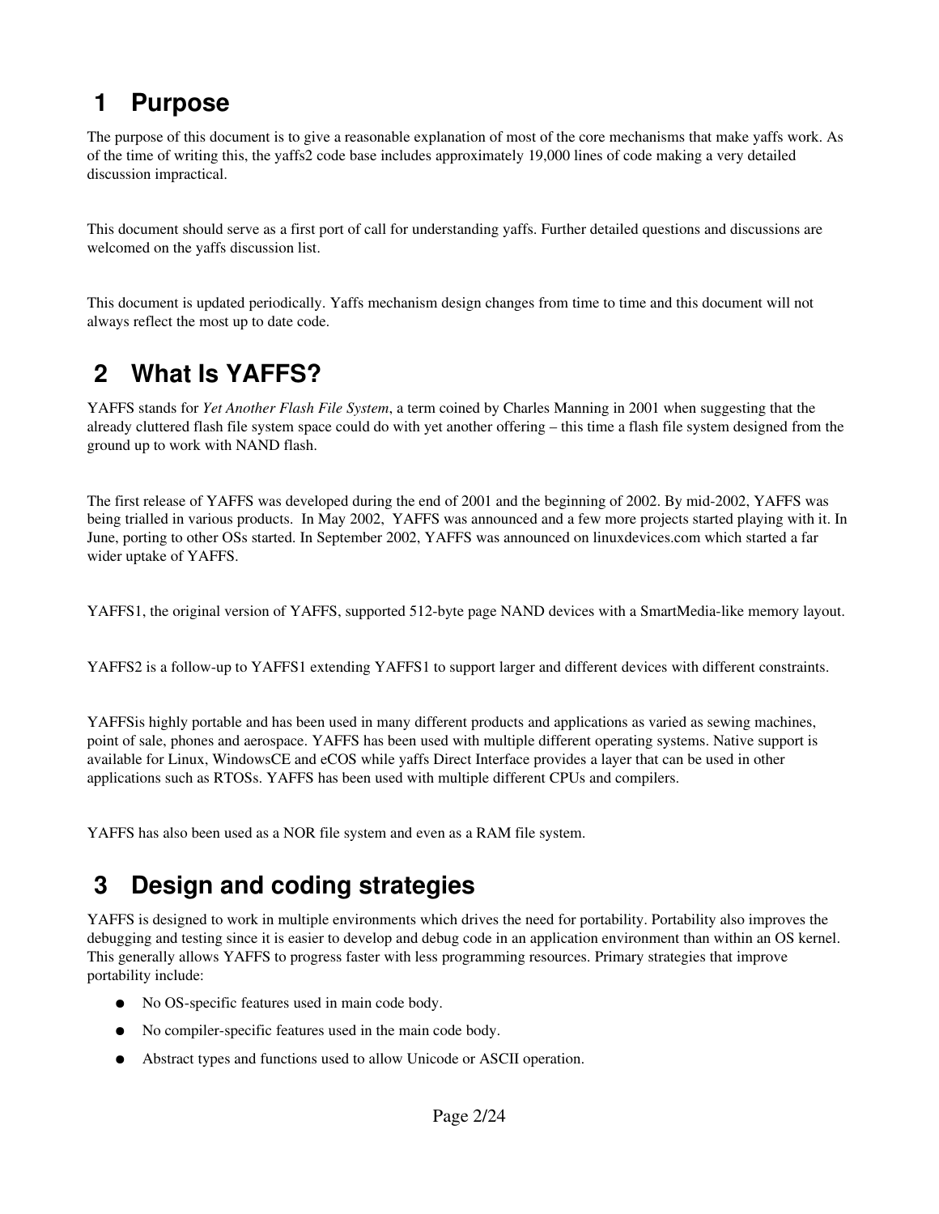# 1 Purpose

The purpose of this document is to give a reasonable explanation of most of the core mechanisms that make yaffs work. As of the time of writing this, the yaffs2 code base includes approximately 19,000 lines of code making a very detailed discussion impractical.

This document should serve as a first port of call for understanding yaffs. Further detailed questions and discussions are welcomed on the yaffs discussion list.

This document is updated periodically. Yaffs mechanism design changes from time to time and this document will not always reflect the most up to date code.

# 2 What Is YAFFS?

YAFFS stands for *Yet Another Flash File System*, a term coined by Charles Manning in 2001 when suggesting that the already cluttered flash file system space could do with yet another offering – this time a flash file system designed from the ground up to work with NAND flash.

The first release of YAFFS was developed during the end of 2001 and the beginning of 2002. By mid-2002, YAFFS was being trialled in various products. In May 2002, YAFFS was announced and a few more projects started playing with it. In June, porting to other OSs started. In September 2002, YAFFS was announced on linuxdevices.com which started a far wider uptake of YAFFS.

YAFFS1, the original version of YAFFS, supported 512-byte page NAND devices with a SmartMedia-like memory layout.

YAFFS2 is a follow-up to YAFFS1 extending YAFFS1 to support larger and different devices with different constraints.

YAFFSis highly portable and has been used in many different products and applications as varied as sewing machines, point of sale, phones and aerospace. YAFFS has been used with multiple different operating systems. Native support is available for Linux, WindowsCE and eCOS while yaffs Direct Interface provides a layer that can be used in other applications such as RTOSs. YAFFS has been used with multiple different CPUs and compilers.

YAFFS has also been used as a NOR file system and even as a RAM file system.

# 3 Design and coding strategies

YAFFS is designed to work in multiple environments which drives the need for portability. Portability also improves the debugging and testing since it is easier to develop and debug code in an application environment than within an OS kernel. This generally allows YAFFS to progress faster with less programming resources. Primary strategies that improve portability include:

- No OS-specific features used in main code body.
- No compiler-specific features used in the main code body.
- Abstract types and functions used to allow Unicode or ASCII operation.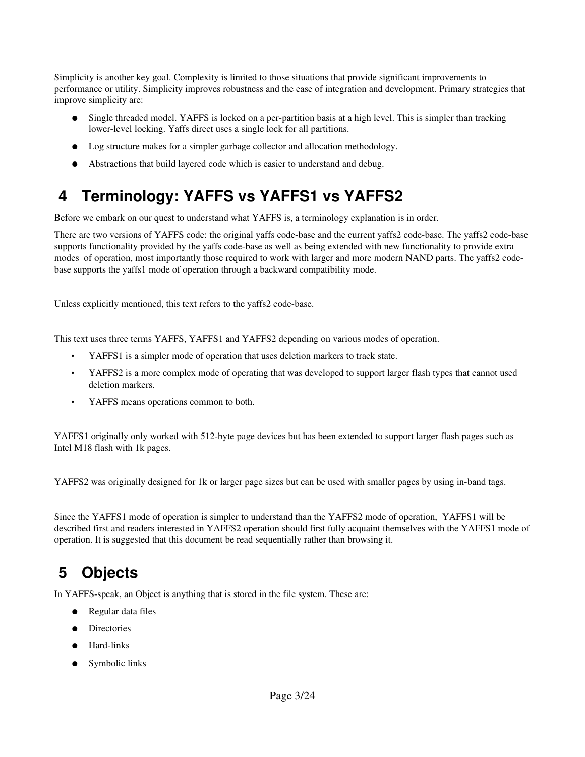Simplicity is another key goal. Complexity is limited to those situations that provide significant improvements to performance or utility. Simplicity improves robustness and the ease of integration and development. Primary strategies that improve simplicity are:

- Single threaded model. YAFFS is locked on a per-partition basis at a high level. This is simpler than tracking lower-level locking. Yaffs direct uses a single lock for all partitions.
- Log structure makes for a simpler garbage collector and allocation methodology.
- Abstractions that build layered code which is easier to understand and debug.

# 4 Terminology: YAFFS vs YAFFS1 vs YAFFS2

Before we embark on our quest to understand what YAFFS is, a terminology explanation is in order.

There are two versions of YAFFS code: the original yaffs code-base and the current yaffs2 code-base. The yaffs2 code-base supports functionality provided by the yaffs code-base as well as being extended with new functionality to provide extra modes of operation, most importantly those required to work with larger and more modern NAND parts. The yaffs2 code-base supports the yaffs1 mode of operation through a backward compatibility mode.

Unless explicitly mentioned, this text refers to the yaffs2 code-base.

This text uses three terms YAFFS, YAFFS1 and YAFFS2 depending on various modes of operation.

- YAFFS1 is a simpler mode of operation that uses deletion markers to track state.
- YAFFS2 is a more complex mode of operating that was developed to support larger flash types that cannot used deletion markers.
- YAFFS means operations common to both.

YAFFS1 originally only worked with 512-byte page devices but has been extended to support larger flash pages such as Intel M18 flash with 1k pages.

YAFFS2 was originally designed for 1k or larger page sizes but can be used with smaller pages by using in-band tags.

Since the YAFFS1 mode of operation is simpler to understand than the YAFFS2 mode of operation, YAFFS1 will be described first and readers interested in YAFFS2 operation should first fully acquaint themselves with the YAFFS1 mode of operation. It is suggested that this document be read sequentially rather than browsing it.

# 5 Objects

In YAFFS-speak, an Object is anything that is stored in the file system. These are:

- Regular data files
- Directories
- Hard-links
- Symbolic links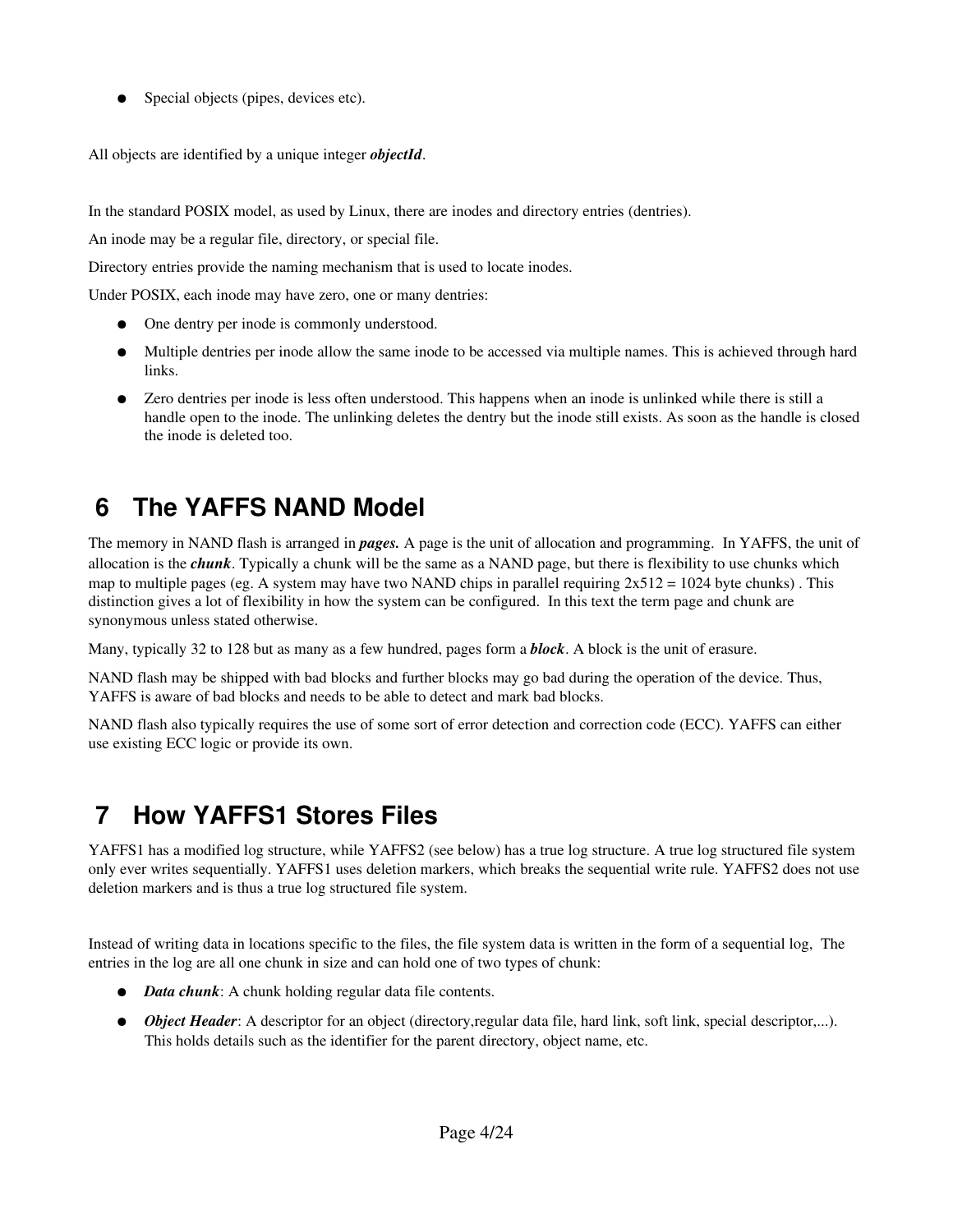- Special objects (pipes, devices etc).

All objects are identified by a unique integer ***objectId***.

In the standard POSIX model, as used by Linux, there are inodes and directory entries (dentries).

An inode may be a regular file, directory, or special file.

Directory entries provide the naming mechanism that is used to locate inodes.

Under POSIX, each inode may have zero, one or many dentries:

- One dentry per inode is commonly understood.
- Multiple dentries per inode allow the same inode to be accessed via multiple names. This is achieved through hard links.
- Zero dentries per inode is less often understood. This happens when an inode is unlinked while there is still a handle open to the inode. The unlinking deletes the dentry but the inode still exists. As soon as the handle is closed the inode is deleted too.

# 6 The YAFFS NAND Model

The memory in NAND flash is arranged in ***pages.*** A page is the unit of allocation and programming. In YAFFS, the unit of allocation is the ***chunk***. Typically a chunk will be the same as a NAND page, but there is flexibility to use chunks which map to multiple pages (eg. A system may have two NAND chips in parallel requiring 2x512 = 1024 byte chunks) . This distinction gives a lot of flexibility in how the system can be configured. In this text the term page and chunk are synonymous unless stated otherwise.

Many, typically 32 to 128 but as many as a few hundred, pages form a ***block***. A block is the unit of erasure.

NAND flash may be shipped with bad blocks and further blocks may go bad during the operation of the device. Thus, YAFFS is aware of bad blocks and needs to be able to detect and mark bad blocks.

NAND flash also typically requires the use of some sort of error detection and correction code (ECC). YAFFS can either use existing ECC logic or provide its own.

# 7 How YAFFS1 Stores Files

YAFFS1 has a modified log structure, while YAFFS2 (see below) has a true log structure. A true log structured file system only ever writes sequentially. YAFFS1 uses deletion markers, which breaks the sequential write rule. YAFFS2 does not use deletion markers and is thus a true log structured file system.

Instead of writing data in locations specific to the files, the file system data is written in the form of a sequential log, The entries in the log are all one chunk in size and can hold one of two types of chunk:

- ***Data chunk***: A chunk holding regular data file contents.
- ***Object Header***: A descriptor for an object (directory,regular data file, hard link, soft link, special descriptor,...). This holds details such as the identifier for the parent directory, object name, etc.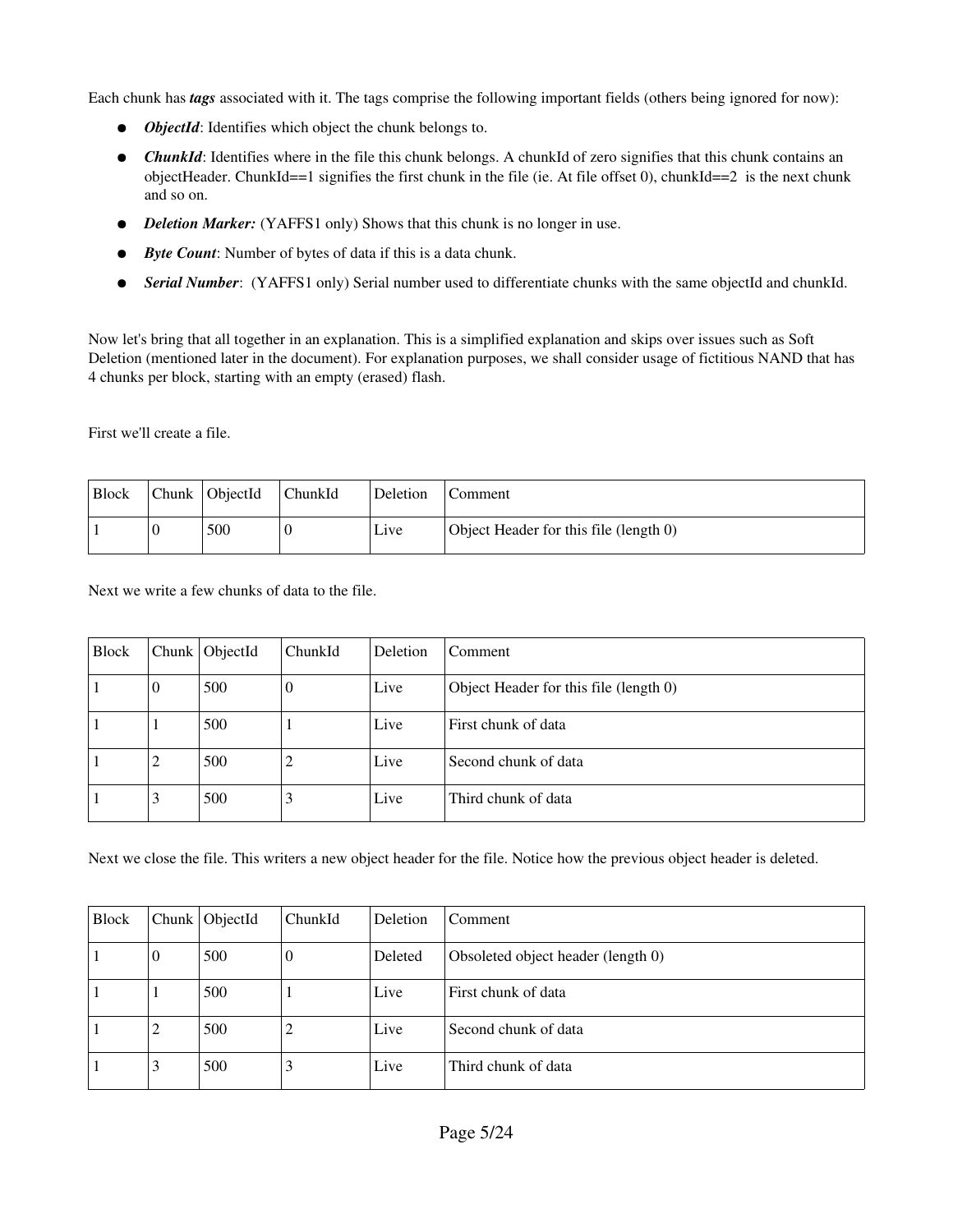Each chunk has ***tags*** associated with it. The tags comprise the following important fields (others being ignored for now):

- ***ObjectId***: Identifies which object the chunk belongs to.
- ***ChunkId***: Identifies where in the file this chunk belongs. A chunkId of zero signifies that this chunk contains an objectHeader. ChunkId==1 signifies the first chunk in the file (ie. At file offset 0), chunkId==2 is the next chunk and so on.
- ***Deletion Marker:*** (YAFFS1 only) Shows that this chunk is no longer in use.
- ***Byte Count***: Number of bytes of data if this is a data chunk.
- ***Serial Number***: (YAFFS1 only) Serial number used to differentiate chunks with the same objectId and chunkId.

Now let's bring that all together in an explanation. This is a simplified explanation and skips over issues such as Soft Deletion (mentioned later in the document). For explanation purposes, we shall consider usage of fictitious NAND that has 4 chunks per block, starting with an empty (erased) flash.

First we'll create a file.

| Block | Chunk | ObjectId | ChunkId | Deletion | Comment |
|---|---|---|---|---|---|
| 1 | 0 | 500 | 0 | Live | Object Header for this file (length 0) |

Next we write a few chunks of data to the file.

| Block | Chunk | ObjectId | ChunkId | Deletion | Comment |
|---|---|---|---|---|---|
| 1 | 0 | 500 | 0 | Live | Object Header for this file (length 0) |
| 1 | 1 | 500 | 1 | Live | First chunk of data |
| 1 | 2 | 500 | 2 | Live | Second chunk of data |
| 1 | 3 | 500 | 3 | Live | Third chunk of data |

Next we close the file. This writers a new object header for the file. Notice how the previous object header is deleted.

| Block | Chunk | ObjectId | ChunkId | Deletion | Comment |
|---|---|---|---|---|---|
| 1 | 0 | 500 | 0 | Deleted | Obsoleted object header (length 0) |
| 1 | 1 | 500 | 1 | Live | First chunk of data |
| 1 | 2 | 500 | 2 | Live | Second chunk of data |
| 1 | 3 | 500 | 3 | Live | Third chunk of data |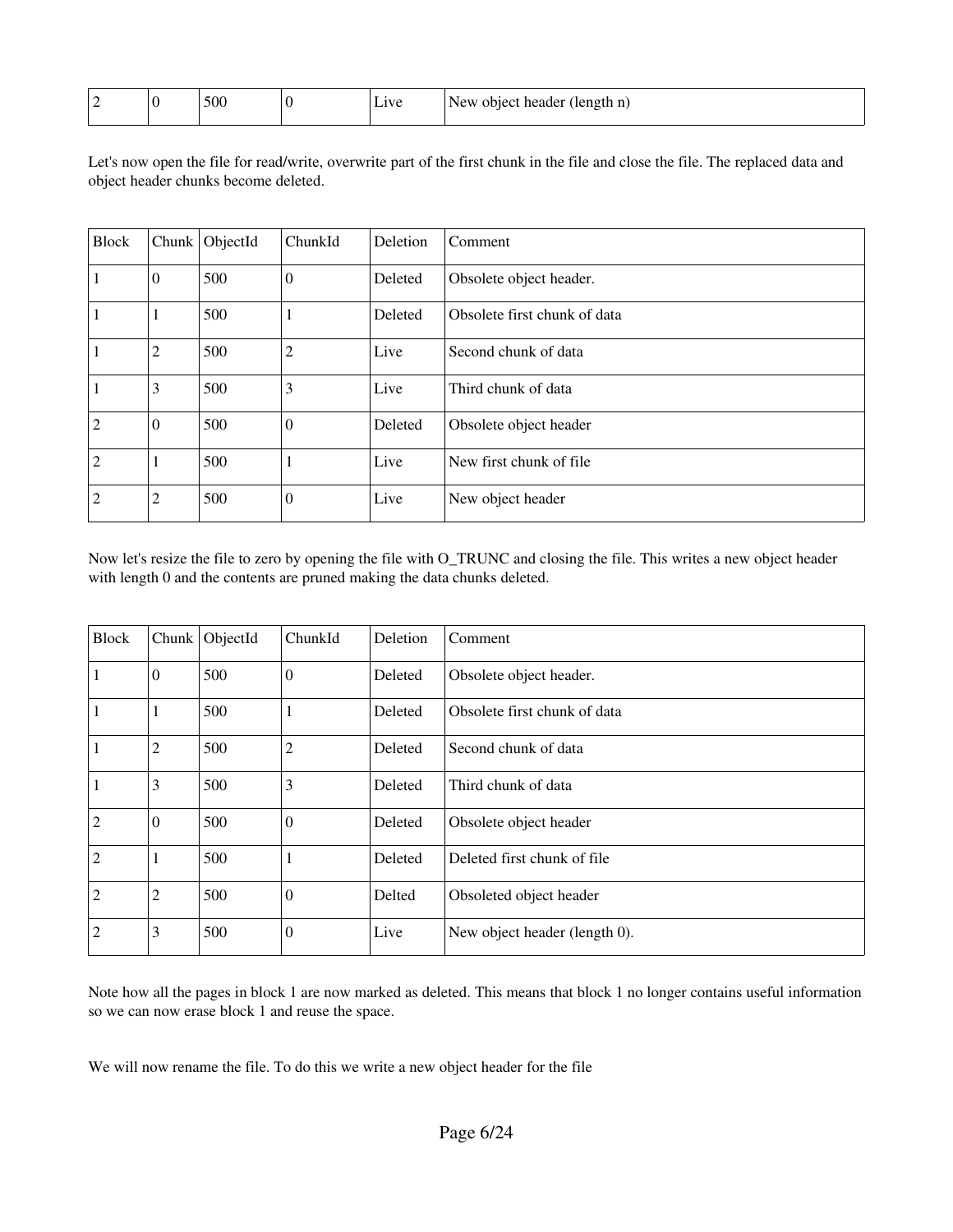| | | | | | |
|---|---|---|---|---|---|
| 2 | 0 | 500 | 0 | Live | New object header (length n) |

Let's now open the file for read/write, overwrite part of the first chunk in the file and close the file. The replaced data and object header chunks become deleted.

| Block | Chunk | ObjectId | ChunkId | Deletion | Comment |
|---|---|---|---|---|---|
| 1 | 0 | 500 | 0 | Deleted | Obsolete object header. |
| 1 | 1 | 500 | 1 | Deleted | Obsolete first chunk of data |
| 1 | 2 | 500 | 2 | Live | Second chunk of data |
| 1 | 3 | 500 | 3 | Live | Third chunk of data |
| 2 | 0 | 500 | 0 | Deleted | Obsolete object header |
| 2 | 1 | 500 | 1 | Live | New first chunk of file |
| 2 | 2 | 500 | 0 | Live | New object header |

Now let's resize the file to zero by opening the file with O_TRUNC and closing the file. This writes a new object header with length 0 and the contents are pruned making the data chunks deleted.

| Block | Chunk | ObjectId | ChunkId | Deletion | Comment |
|---|---|---|---|---|---|
| 1 | 0 | 500 | 0 | Deleted | Obsolete object header. |
| 1 | 1 | 500 | 1 | Deleted | Obsolete first chunk of data |
| 1 | 2 | 500 | 2 | Deleted | Second chunk of data |
| 1 | 3 | 500 | 3 | Deleted | Third chunk of data |
| 2 | 0 | 500 | 0 | Deleted | Obsolete object header |
| 2 | 1 | 500 | 1 | Deleted | Deleted first chunk of file |
| 2 | 2 | 500 | 0 | Delted | Obsoleted object header |
| 2 | 3 | 500 | 0 | Live | New object header (length 0). |

Note how all the pages in block 1 are now marked as deleted. This means that block 1 no longer contains useful information so we can now erase block 1 and reuse the space.

We will now rename the file. To do this we write a new object header for the file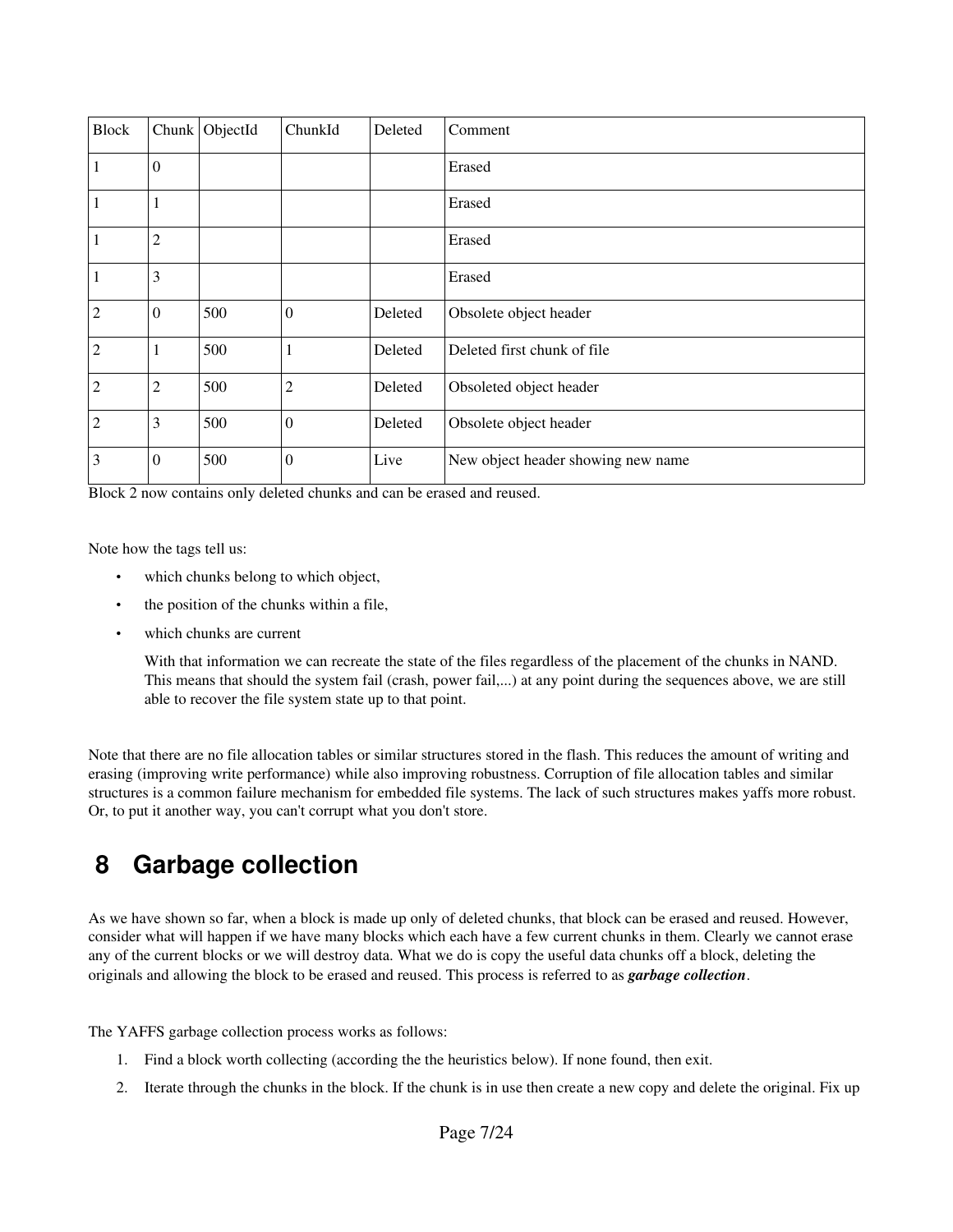| Block | Chunk | ObjectId | ChunkId | Deleted | Comment |
|---|---|---|---|---|---|
| 1 | 0 | | | | Erased |
| 1 | 1 | | | | Erased |
| 1 | 2 | | | | Erased |
| 1 | 3 | | | | Erased |
| 2 | 0 | 500 | 0 | Deleted | Obsolete object header |
| 2 | 1 | 500 | 1 | Deleted | Deleted first chunk of file |
| 2 | 2 | 500 | 2 | Deleted | Obsoleted object header |
| 2 | 3 | 500 | 0 | Deleted | Obsolete object header |
| 3 | 0 | 500 | 0 | Live | New object header showing new name |

Block 2 now contains only deleted chunks and can be erased and reused.

Note how the tags tell us:

- which chunks belong to which object,
- the position of the chunks within a file,
- which chunks are current

  With that information we can recreate the state of the files regardless of the placement of the chunks in NAND. This means that should the system fail (crash, power fail,...) at any point during the sequences above, we are still able to recover the file system state up to that point.

Note that there are no file allocation tables or similar structures stored in the flash. This reduces the amount of writing and erasing (improving write performance) while also improving robustness. Corruption of file allocation tables and similar structures is a common failure mechanism for embedded file systems. The lack of such structures makes yaffs more robust. Or, to put it another way, you can't corrupt what you don't store.

# 8 Garbage collection

As we have shown so far, when a block is made up only of deleted chunks, that block can be erased and reused. However, consider what will happen if we have many blocks which each have a few current chunks in them. Clearly we cannot erase any of the current blocks or we will destroy data. What we do is copy the useful data chunks off a block, deleting the originals and allowing the block to be erased and reused. This process is referred to as ***garbage collection***.

The YAFFS garbage collection process works as follows:

1. Find a block worth collecting (according the the heuristics below). If none found, then exit.
2. Iterate through the chunks in the block. If the chunk is in use then create a new copy and delete the original. Fix up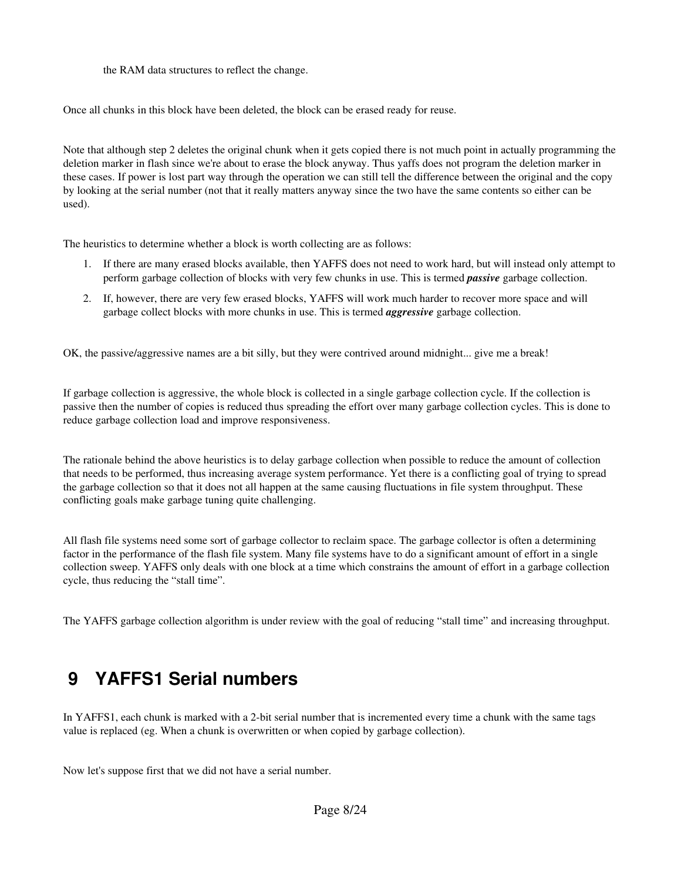the RAM data structures to reflect the change.

Once all chunks in this block have been deleted, the block can be erased ready for reuse.

Note that although step 2 deletes the original chunk when it gets copied there is not much point in actually programming the deletion marker in flash since we're about to erase the block anyway. Thus yaffs does not program the deletion marker in these cases. If power is lost part way through the operation we can still tell the difference between the original and the copy by looking at the serial number (not that it really matters anyway since the two have the same contents so either can be used).

The heuristics to determine whether a block is worth collecting are as follows:

1. If there are many erased blocks available, then YAFFS does not need to work hard, but will instead only attempt to perform garbage collection of blocks with very few chunks in use. This is termed ***passive*** garbage collection.
2. If, however, there are very few erased blocks, YAFFS will work much harder to recover more space and will garbage collect blocks with more chunks in use. This is termed ***aggressive*** garbage collection.

OK, the passive/aggressive names are a bit silly, but they were contrived around midnight... give me a break!

If garbage collection is aggressive, the whole block is collected in a single garbage collection cycle. If the collection is passive then the number of copies is reduced thus spreading the effort over many garbage collection cycles. This is done to reduce garbage collection load and improve responsiveness.

The rationale behind the above heuristics is to delay garbage collection when possible to reduce the amount of collection that needs to be performed, thus increasing average system performance. Yet there is a conflicting goal of trying to spread the garbage collection so that it does not all happen at the same causing fluctuations in file system throughput. These conflicting goals make garbage tuning quite challenging.

All flash file systems need some sort of garbage collector to reclaim space. The garbage collector is often a determining factor in the performance of the flash file system. Many file systems have to do a significant amount of effort in a single collection sweep. YAFFS only deals with one block at a time which constrains the amount of effort in a garbage collection cycle, thus reducing the “stall time”.

The YAFFS garbage collection algorithm is under review with the goal of reducing “stall time” and increasing throughput.

# 9 YAFFS1 Serial numbers

In YAFFS1, each chunk is marked with a 2-bit serial number that is incremented every time a chunk with the same tags value is replaced (eg. When a chunk is overwritten or when copied by garbage collection).

Now let's suppose first that we did not have a serial number.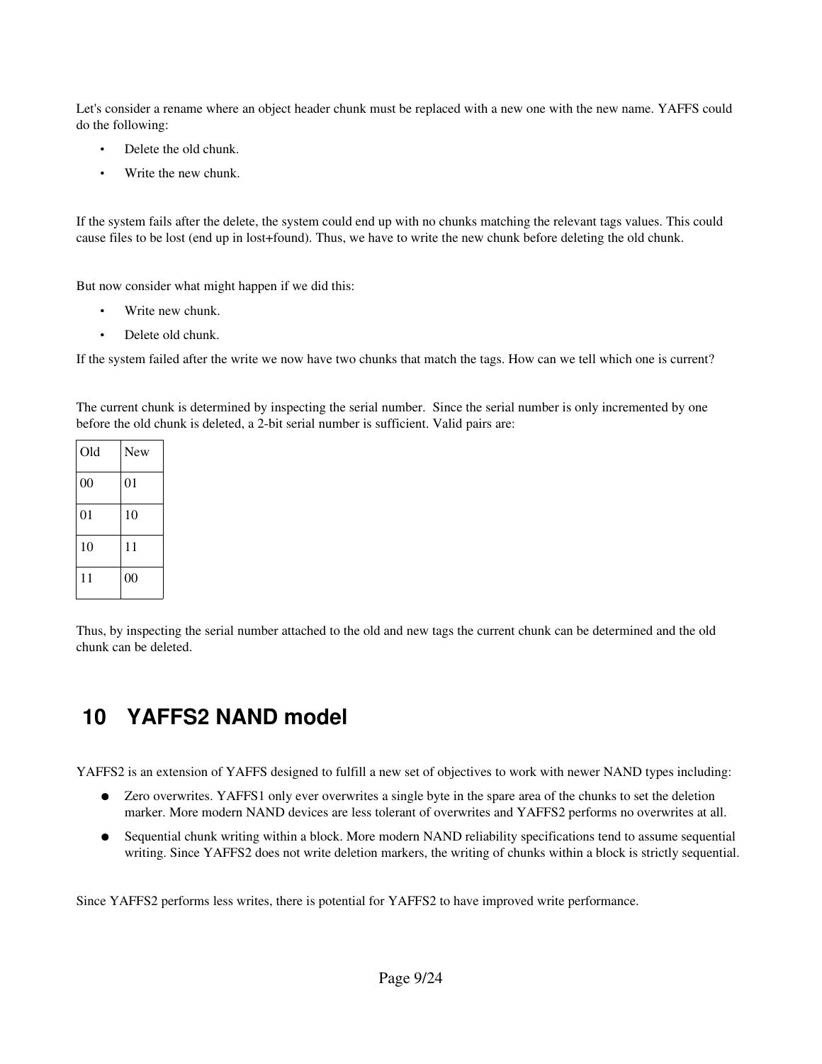Let's consider a rename where an object header chunk must be replaced with a new one with the new name. YAFFS could do the following:

- Delete the old chunk.
- Write the new chunk.

If the system fails after the delete, the system could end up with no chunks matching the relevant tags values. This could cause files to be lost (end up in lost+found). Thus, we have to write the new chunk before deleting the old chunk.

But now consider what might happen if we did this:

- Write new chunk.
- Delete old chunk.

If the system failed after the write we now have two chunks that match the tags. How can we tell which one is current?

The current chunk is determined by inspecting the serial number. Since the serial number is only incremented by one before the old chunk is deleted, a 2-bit serial number is sufficient. Valid pairs are:

| Old | New |
|---|---|
| 00 | 01 |
| 01 | 10 |
| 10 | 11 |
| 11 | 00 |

Thus, by inspecting the serial number attached to the old and new tags the current chunk can be determined and the old chunk can be deleted.

# 10 YAFFS2 NAND model

YAFFS2 is an extension of YAFFS designed to fulfill a new set of objectives to work with newer NAND types including:

- Zero overwrites. YAFFS1 only ever overwrites a single byte in the spare area of the chunks to set the deletion marker. More modern NAND devices are less tolerant of overwrites and YAFFS2 performs no overwrites at all.
- Sequential chunk writing within a block. More modern NAND reliability specifications tend to assume sequential writing. Since YAFFS2 does not write deletion markers, the writing of chunks within a block is strictly sequential.

Since YAFFS2 performs less writes, there is potential for YAFFS2 to have improved write performance.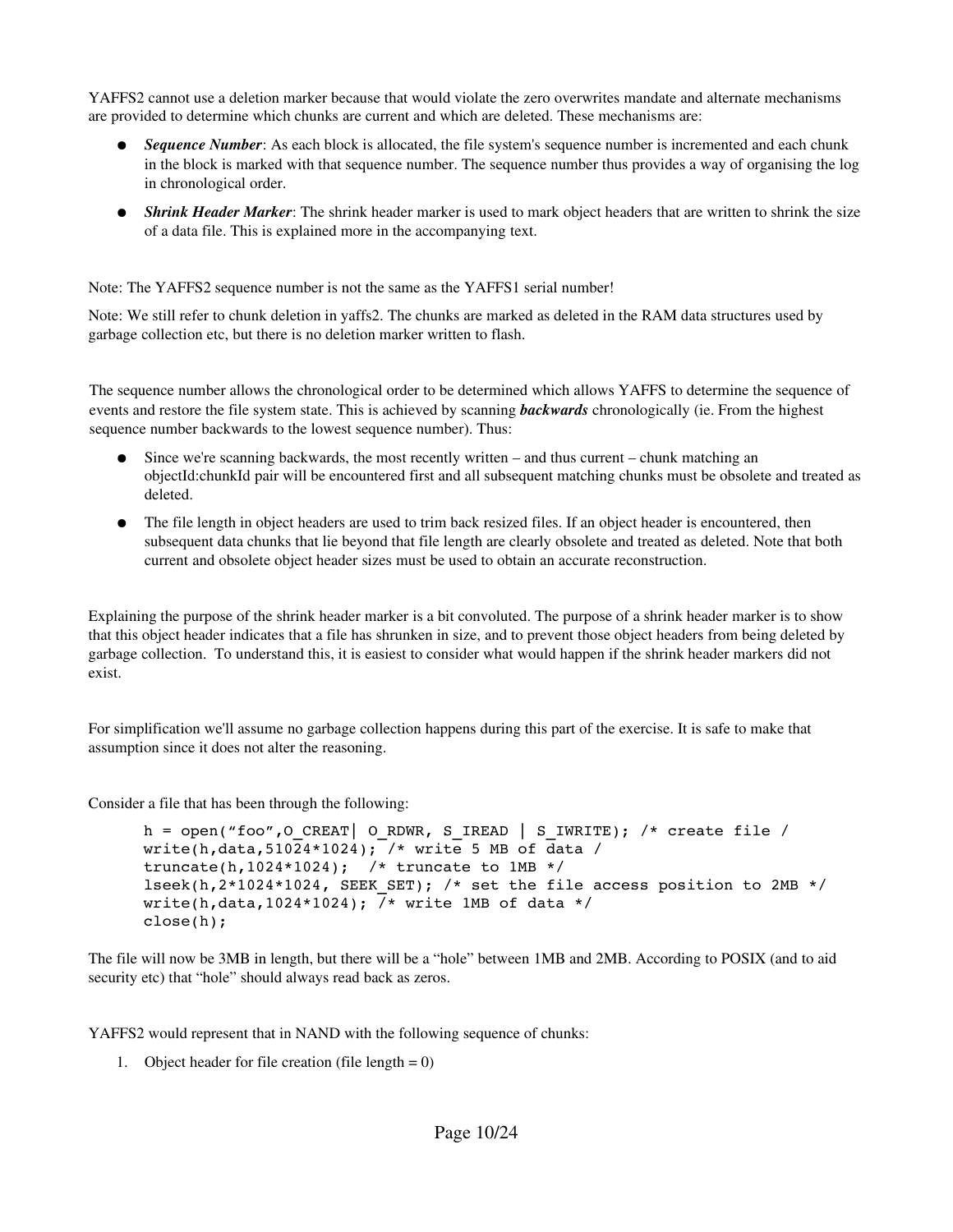YAFFS2 cannot use a deletion marker because that would violate the zero overwrites mandate and alternate mechanisms are provided to determine which chunks are current and which are deleted. These mechanisms are:

- ***Sequence Number***: As each block is allocated, the file system's sequence number is incremented and each chunk in the block is marked with that sequence number. The sequence number thus provides a way of organising the log in chronological order.
- ***Shrink Header Marker***: The shrink header marker is used to mark object headers that are written to shrink the size of a data file. This is explained more in the accompanying text.

Note: The YAFFS2 sequence number is not the same as the YAFFS1 serial number!

Note: We still refer to chunk deletion in yaffs2. The chunks are marked as deleted in the RAM data structures used by garbage collection etc, but there is no deletion marker written to flash.

The sequence number allows the chronological order to be determined which allows YAFFS to determine the sequence of events and restore the file system state. This is achieved by scanning ***backwards*** chronologically (ie. From the highest sequence number backwards to the lowest sequence number). Thus:

- Since we're scanning backwards, the most recently written – and thus current – chunk matching an objectId:chunkId pair will be encountered first and all subsequent matching chunks must be obsolete and treated as deleted.
- The file length in object headers are used to trim back resized files. If an object header is encountered, then subsequent data chunks that lie beyond that file length are clearly obsolete and treated as deleted. Note that both current and obsolete object header sizes must be used to obtain an accurate reconstruction.

Explaining the purpose of the shrink header marker is a bit convoluted. The purpose of a shrink header marker is to show that this object header indicates that a file has shrunken in size, and to prevent those object headers from being deleted by garbage collection. To understand this, it is easiest to consider what would happen if the shrink header markers did not exist.

For simplification we'll assume no garbage collection happens during this part of the exercise. It is safe to make that assumption since it does not alter the reasoning.

Consider a file that has been through the following:

```
h = open("foo",O_CREAT| O_RDWR, S_IREAD | S_IWRITE); /* create file /
write(h,data,51024*1024); /* write 5 MB of data /
truncate(h,1024*1024);  /* truncate to 1MB */
lseek(h,2*1024*1024, SEEK_SET); /* set the file access position to 2MB */
write(h,data,1024*1024); /* write 1MB of data */
close(h);
```

The file will now be 3MB in length, but there will be a "hole" between 1MB and 2MB. According to POSIX (and to aid security etc) that "hole" should always read back as zeros.

YAFFS2 would represent that in NAND with the following sequence of chunks:

1. Object header for file creation (file length = 0)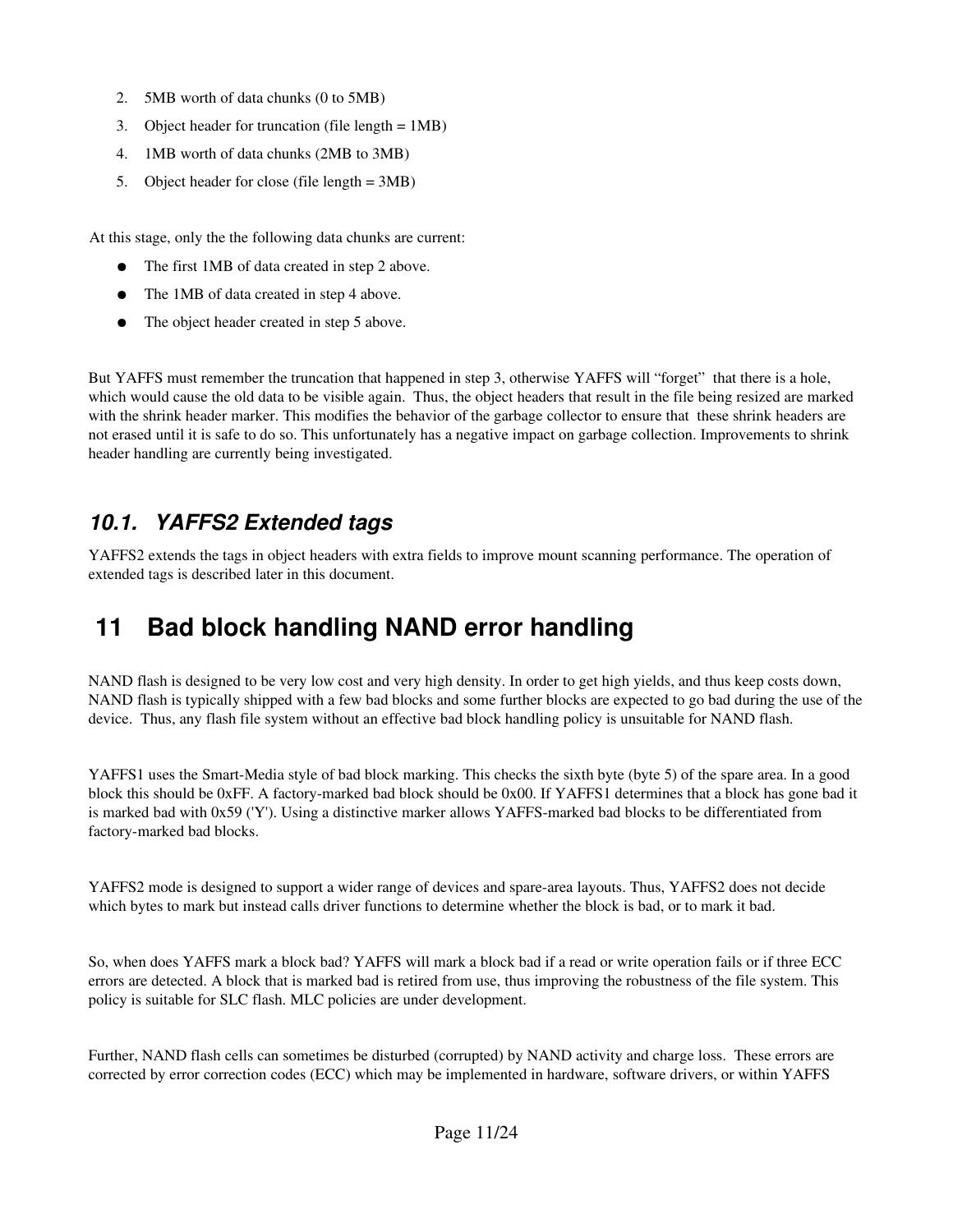2. 5MB worth of data chunks (0 to 5MB)
3. Object header for truncation (file length = 1MB)
4. 1MB worth of data chunks (2MB to 3MB)
5. Object header for close (file length = 3MB)

At this stage, only the the following data chunks are current:

- The first 1MB of data created in step 2 above.
- The 1MB of data created in step 4 above.
- The object header created in step 5 above.

But YAFFS must remember the truncation that happened in step 3, otherwise YAFFS will "forget" that there is a hole, which would cause the old data to be visible again. Thus, the object headers that result in the file being resized are marked with the shrink header marker. This modifies the behavior of the garbage collector to ensure that these shrink headers are not erased until it is safe to do so. This unfortunately has a negative impact on garbage collection. Improvements to shrink header handling are currently being investigated.

## *10.1. YAFFS2 Extended tags*

YAFFS2 extends the tags in object headers with extra fields to improve mount scanning performance. The operation of extended tags is described later in this document.

# 11 Bad block handling NAND error handling

NAND flash is designed to be very low cost and very high density. In order to get high yields, and thus keep costs down, NAND flash is typically shipped with a few bad blocks and some further blocks are expected to go bad during the use of the device. Thus, any flash file system without an effective bad block handling policy is unsuitable for NAND flash.

YAFFS1 uses the Smart-Media style of bad block marking. This checks the sixth byte (byte 5) of the spare area. In a good block this should be 0xFF. A factory-marked bad block should be 0x00. If YAFFS1 determines that a block has gone bad it is marked bad with 0x59 ('Y'). Using a distinctive marker allows YAFFS-marked bad blocks to be differentiated from factory-marked bad blocks.

YAFFS2 mode is designed to support a wider range of devices and spare-area layouts. Thus, YAFFS2 does not decide which bytes to mark but instead calls driver functions to determine whether the block is bad, or to mark it bad.

So, when does YAFFS mark a block bad? YAFFS will mark a block bad if a read or write operation fails or if three ECC errors are detected. A block that is marked bad is retired from use, thus improving the robustness of the file system. This policy is suitable for SLC flash. MLC policies are under development.

Further, NAND flash cells can sometimes be disturbed (corrupted) by NAND activity and charge loss. These errors are corrected by error correction codes (ECC) which may be implemented in hardware, software drivers, or within YAFFS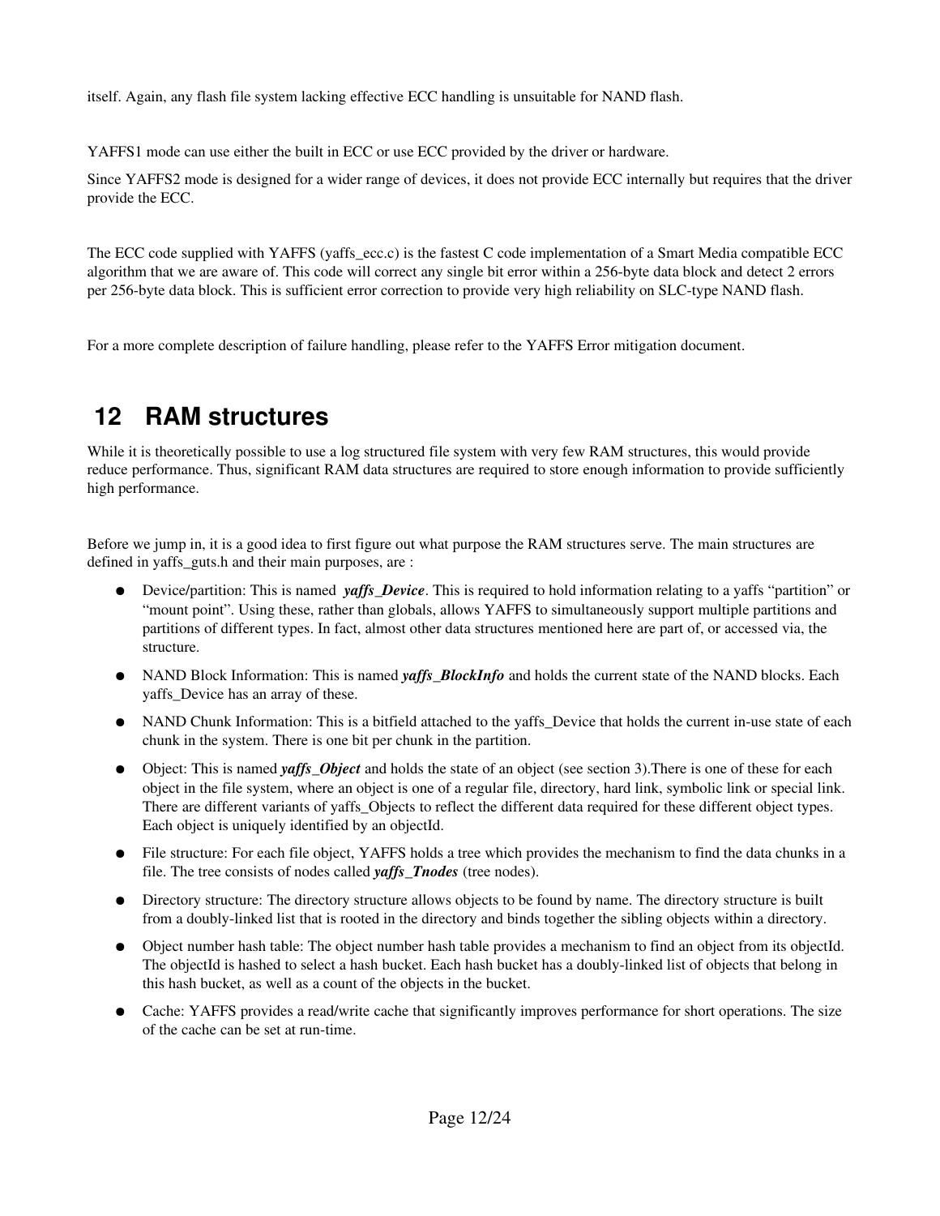itself. Again, any flash file system lacking effective ECC handling is unsuitable for NAND flash.

YAFFS1 mode can use either the built in ECC or use ECC provided by the driver or hardware.

Since YAFFS2 mode is designed for a wider range of devices, it does not provide ECC internally but requires that the driver provide the ECC.

The ECC code supplied with YAFFS (yaffs_ecc.c) is the fastest C code implementation of a Smart Media compatible ECC algorithm that we are aware of. This code will correct any single bit error within a 256-byte data block and detect 2 errors per 256-byte data block. This is sufficient error correction to provide very high reliability on SLC-type NAND flash.

For a more complete description of failure handling, please refer to the YAFFS Error mitigation document.

# 12 RAM structures

While it is theoretically possible to use a log structured file system with very few RAM structures, this would provide reduce performance. Thus, significant RAM data structures are required to store enough information to provide sufficiently high performance.

Before we jump in, it is a good idea to first figure out what purpose the RAM structures serve. The main structures are defined in yaffs_guts.h and their main purposes, are :

- Device/partition: This is named ***yaffs_Device***. This is required to hold information relating to a yaffs "partition" or "mount point". Using these, rather than globals, allows YAFFS to simultaneously support multiple partitions and partitions of different types. In fact, almost other data structures mentioned here are part of, or accessed via, the structure.
- NAND Block Information: This is named ***yaffs_BlockInfo*** and holds the current state of the NAND blocks. Each yaffs_Device has an array of these.
- NAND Chunk Information: This is a bitfield attached to the yaffs_Device that holds the current in-use state of each chunk in the system. There is one bit per chunk in the partition.
- Object: This is named ***yaffs_Object*** and holds the state of an object (see section 3).There is one of these for each object in the file system, where an object is one of a regular file, directory, hard link, symbolic link or special link. There are different variants of yaffs_Objects to reflect the different data required for these different object types. Each object is uniquely identified by an objectId.
- File structure: For each file object, YAFFS holds a tree which provides the mechanism to find the data chunks in a file. The tree consists of nodes called ***yaffs_Tnodes*** (tree nodes).
- Directory structure: The directory structure allows objects to be found by name. The directory structure is built from a doubly-linked list that is rooted in the directory and binds together the sibling objects within a directory.
- Object number hash table: The object number hash table provides a mechanism to find an object from its objectId. The objectId is hashed to select a hash bucket. Each hash bucket has a doubly-linked list of objects that belong in this hash bucket, as well as a count of the objects in the bucket.
- Cache: YAFFS provides a read/write cache that significantly improves performance for short operations. The size of the cache can be set at run-time.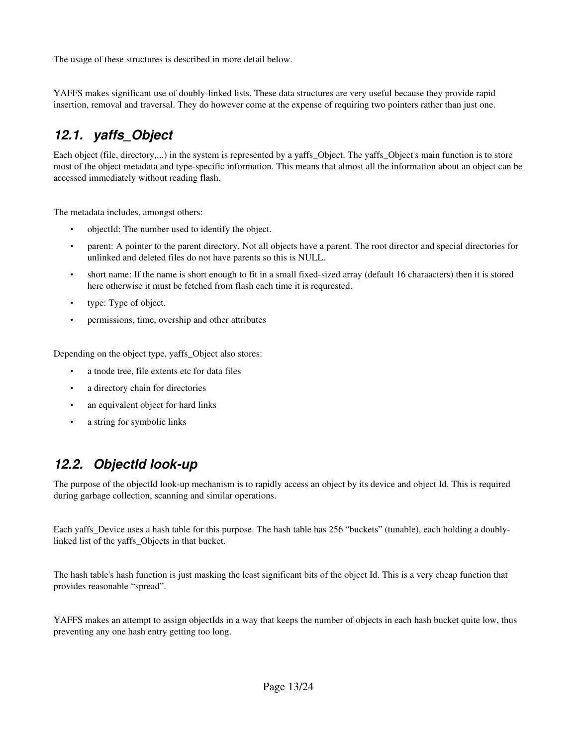The usage of these structures is described in more detail below.

YAFFS makes significant use of doubly-linked lists. These data structures are very useful because they provide rapid insertion, removal and traversal. They do however come at the expense of requiring two pointers rather than just one.

## 12.1. yaffs_Object

Each object (file, directory,...) in the system is represented by a yaffs_Object. The yaffs_Object's main function is to store most of the object metadata and type-specific information. This means that almost all the information about an object can be accessed immediately without reading flash.

The metadata includes, amongst others:

- objectId: The number used to identify the object.
- parent: A pointer to the parent directory. Not all objects have a parent. The root director and special directories for unlinked and deleted files do not have parents so this is NULL.
- short name: If the name is short enough to fit in a small fixed-sized array (default 16 charaacters) then it is stored here otherwise it must be fetched from flash each time it is requrested.
- type: Type of object.
- permissions, time, overship and other attributes

Depending on the object type, yaffs_Object also stores:

- a tnode tree, file extents etc for data files
- a directory chain for directories
- an equivalent object for hard links
- a string for symbolic links

## 12.2. ObjectId look-up

The purpose of the objectId look-up mechanism is to rapidly access an object by its device and object Id. This is required during garbage collection, scanning and similar operations.

Each yaffs_Device uses a hash table for this purpose. The hash table has 256 “buckets” (tunable), each holding a doubly-linked list of the yaffs_Objects in that bucket.

The hash table's hash function is just masking the least significant bits of the object Id. This is a very cheap function that provides reasonable “spread”.

YAFFS makes an attempt to assign objectIds in a way that keeps the number of objects in each hash bucket quite low, thus preventing any one hash entry getting too long.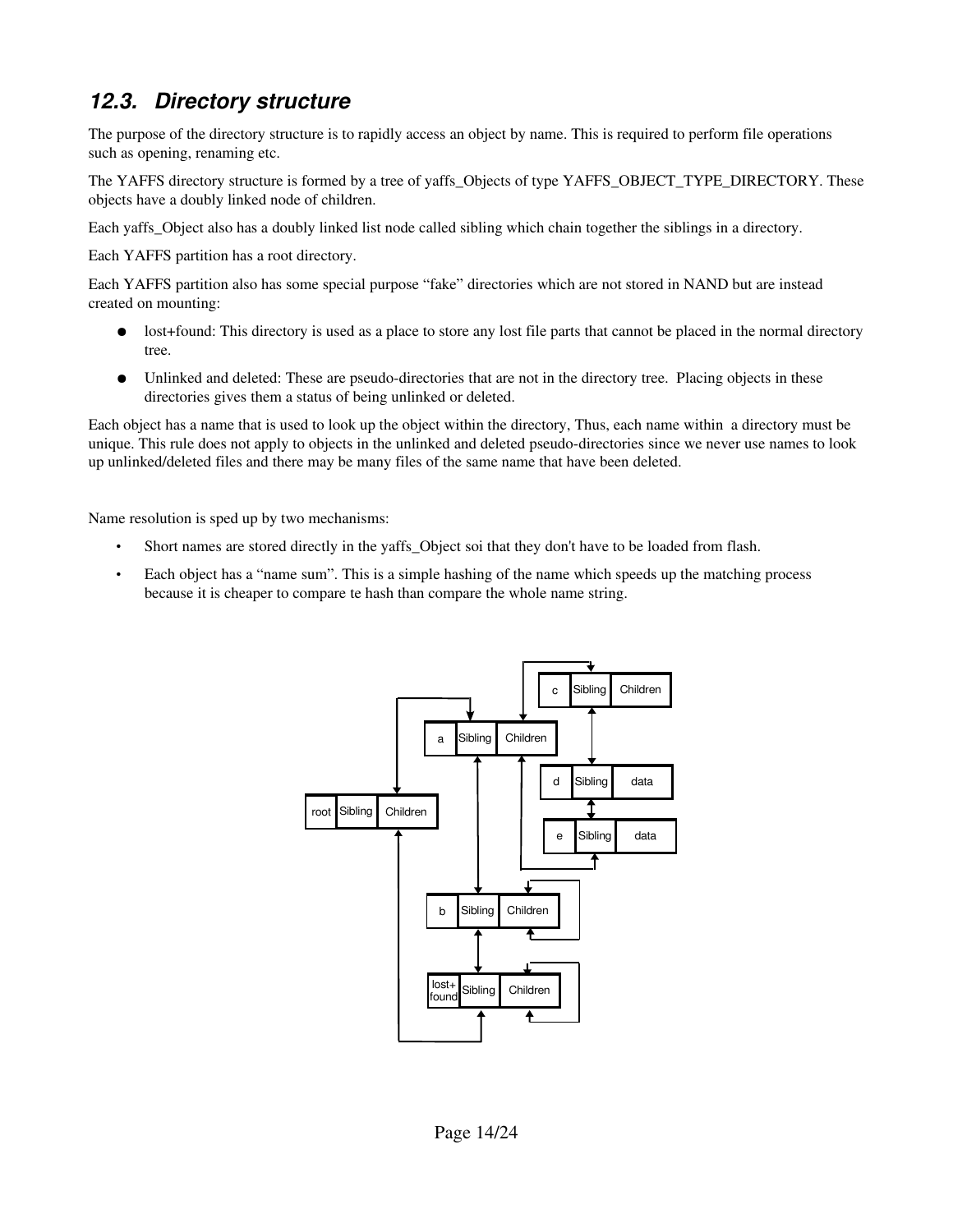## 12.3. Directory structure

The purpose of the directory structure is to rapidly access an object by name. This is required to perform file operations such as opening, renaming etc.

The YAFFS directory structure is formed by a tree of yaffs_Objects of type YAFFS_OBJECT_TYPE_DIRECTORY. These objects have a doubly linked node of children.

Each yaffs_Object also has a doubly linked list node called sibling which chain together the siblings in a directory.

Each YAFFS partition has a root directory.

Each YAFFS partition also has some special purpose "fake" directories which are not stored in NAND but are instead created on mounting:

- lost+found: This directory is used as a place to store any lost file parts that cannot be placed in the normal directory tree.
- Unlinked and deleted: These are pseudo-directories that are not in the directory tree. Placing objects in these directories gives them a status of being unlinked or deleted.

Each object has a name that is used to look up the object within the directory, Thus, each name within a directory must be unique. This rule does not apply to objects in the unlinked and deleted pseudo-directories since we never use names to look up unlinked/deleted files and there may be many files of the same name that have been deleted.

Name resolution is sped up by two mechanisms:

- Short names are stored directly in the yaffs_Object soi that they don't have to be loaded from flash.
- Each object has a "name sum". This is a simple hashing of the name which speeds up the matching process because it is cheaper to compare te hash than compare the whole name string.

c Sibling Children

a Sibling Children

d Sibling data

root Sibling Children

e Sibling data

b Sibling Children

lost+found Sibling Children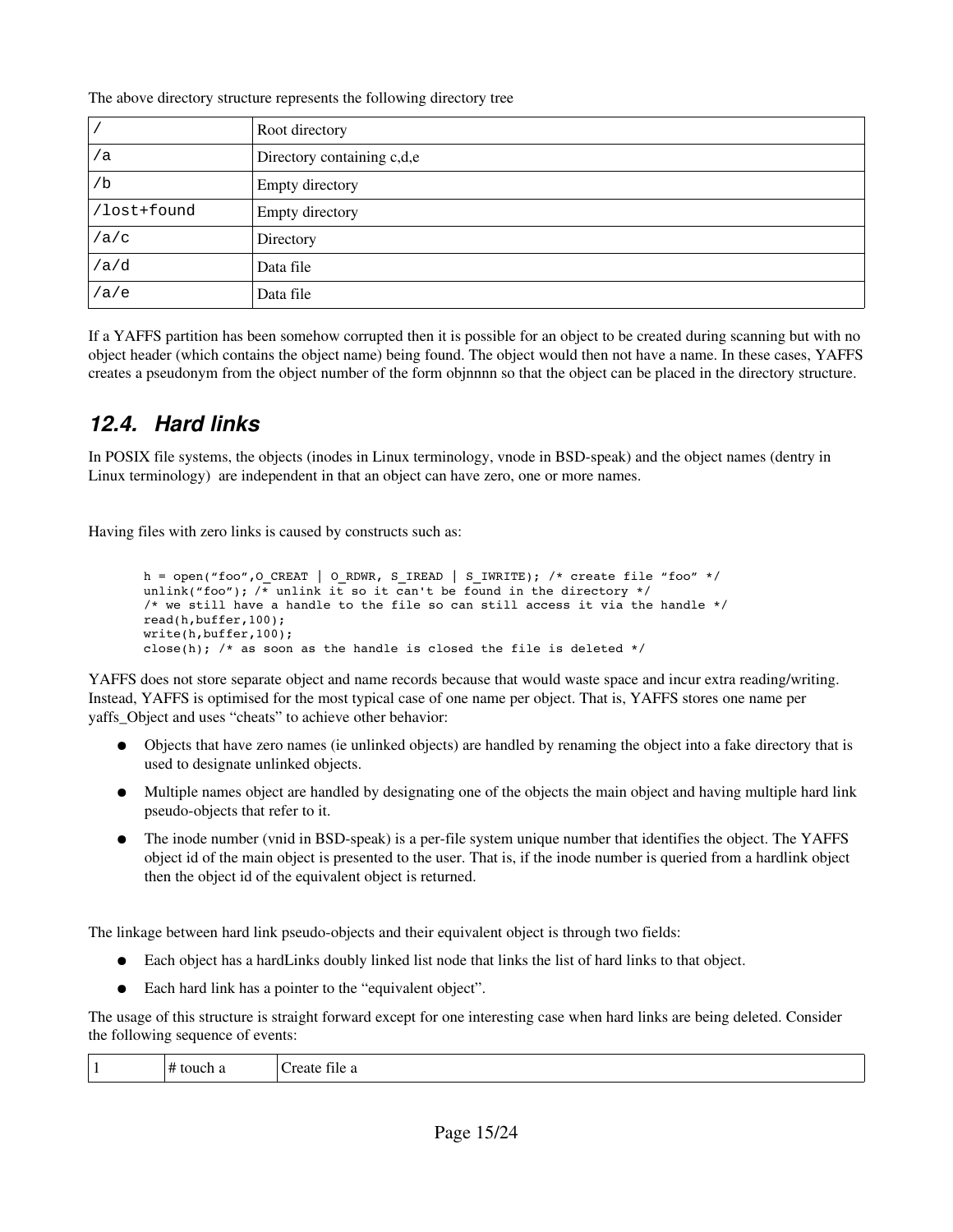The above directory structure represents the following directory tree

| | |
|---|---|
| / | Root directory |
| /a | Directory containing c,d,e |
| /b | Empty directory |
| /lost+found | Empty directory |
| /a/c | Directory |
| /a/d | Data file |
| /a/e | Data file |

If a YAFFS partition has been somehow corrupted then it is possible for an object to be created during scanning but with no object header (which contains the object name) being found. The object would then not have a name. In these cases, YAFFS creates a pseudonym from the object number of the form objnnnn so that the object can be placed in the directory structure.

## 12.4. Hard links

In POSIX file systems, the objects (inodes in Linux terminology, vnode in BSD-speak) and the object names (dentry in Linux terminology) are independent in that an object can have zero, one or more names.

Having files with zero links is caused by constructs such as:

```
h = open("foo",O_CREAT | O_RDWR, S_IREAD | S_IWRITE); /* create file "foo" */
unlink("foo"); /* unlink it so it can't be found in the directory */
/* we still have a handle to the file so can still access it via the handle */
read(h,buffer,100);
write(h,buffer,100);
close(h); /* as soon as the handle is closed the file is deleted */
```

YAFFS does not store separate object and name records because that would waste space and incur extra reading/writing. Instead, YAFFS is optimised for the most typical case of one name per object. That is, YAFFS stores one name per yaffs_Object and uses "cheats" to achieve other behavior:

- Objects that have zero names (ie unlinked objects) are handled by renaming the object into a fake directory that is used to designate unlinked objects.
- Multiple names object are handled by designating one of the objects the main object and having multiple hard link pseudo-objects that refer to it.
- The inode number (vnid in BSD-speak) is a per-file system unique number that identifies the object. The YAFFS object id of the main object is presented to the user. That is, if the inode number is queried from a hardlink object then the object id of the equivalent object is returned.

The linkage between hard link pseudo-objects and their equivalent object is through two fields:

- Each object has a hardLinks doubly linked list node that links the list of hard links to that object.
- Each hard link has a pointer to the "equivalent object".

The usage of this structure is straight forward except for one interesting case when hard links are being deleted. Consider the following sequence of events:

| | | |
|---|---|---|
| 1 | # touch a | Create file a |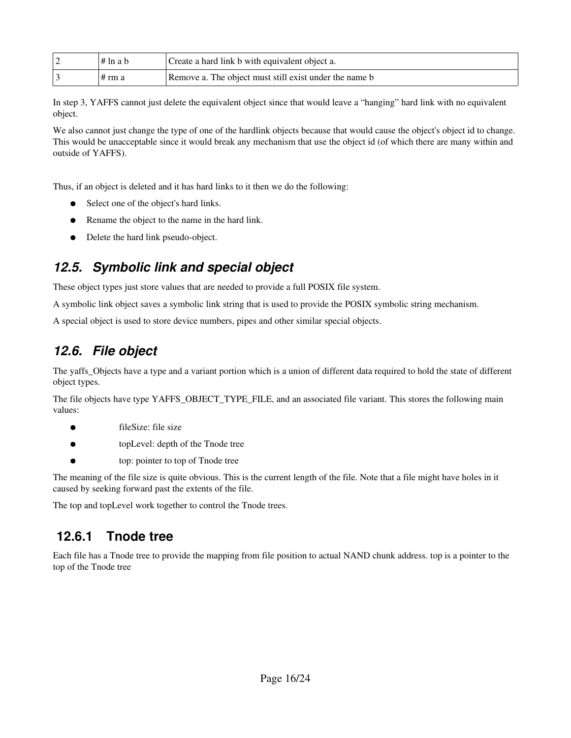| | | |
|---|---|---|
| 2 | # ln a b | Create a hard link b with equivalent object a. |
| 3 | # rm a | Remove a. The object must still exist under the name b |

In step 3, YAFFS cannot just delete the equivalent object since that would leave a “hanging” hard link with no equivalent object.

We also cannot just change the type of one of the hardlink objects because that would cause the object's object id to change. This would be unacceptable since it would break any mechanism that use the object id (of which there are many within and outside of YAFFS).

Thus, if an object is deleted and it has hard links to it then we do the following:

- Select one of the object's hard links.
- Rename the object to the name in the hard link.
- Delete the hard link pseudo-object.

## 12.5. Symbolic link and special object

These object types just store values that are needed to provide a full POSIX file system.

A symbolic link object saves a symbolic link string that is used to provide the POSIX symbolic string mechanism.

A special object is used to store device numbers, pipes and other similar special objects.

## 12.6. File object

The yaffs_Objects have a type and a variant portion which is a union of different data required to hold the state of different object types.

The file objects have type YAFFS_OBJECT_TYPE_FILE, and an associated file variant. This stores the following main values:

- fileSize: file size
- topLevel: depth of the Tnode tree
- top: pointer to top of Tnode tree

The meaning of the file size is quite obvious. This is the current length of the file. Note that a file might have holes in it caused by seeking forward past the extents of the file.

The top and topLevel work together to control the Tnode trees.

### 12.6.1 Tnode tree

Each file has a Tnode tree to provide the mapping from file position to actual NAND chunk address. top is a pointer to the top of the Tnode tree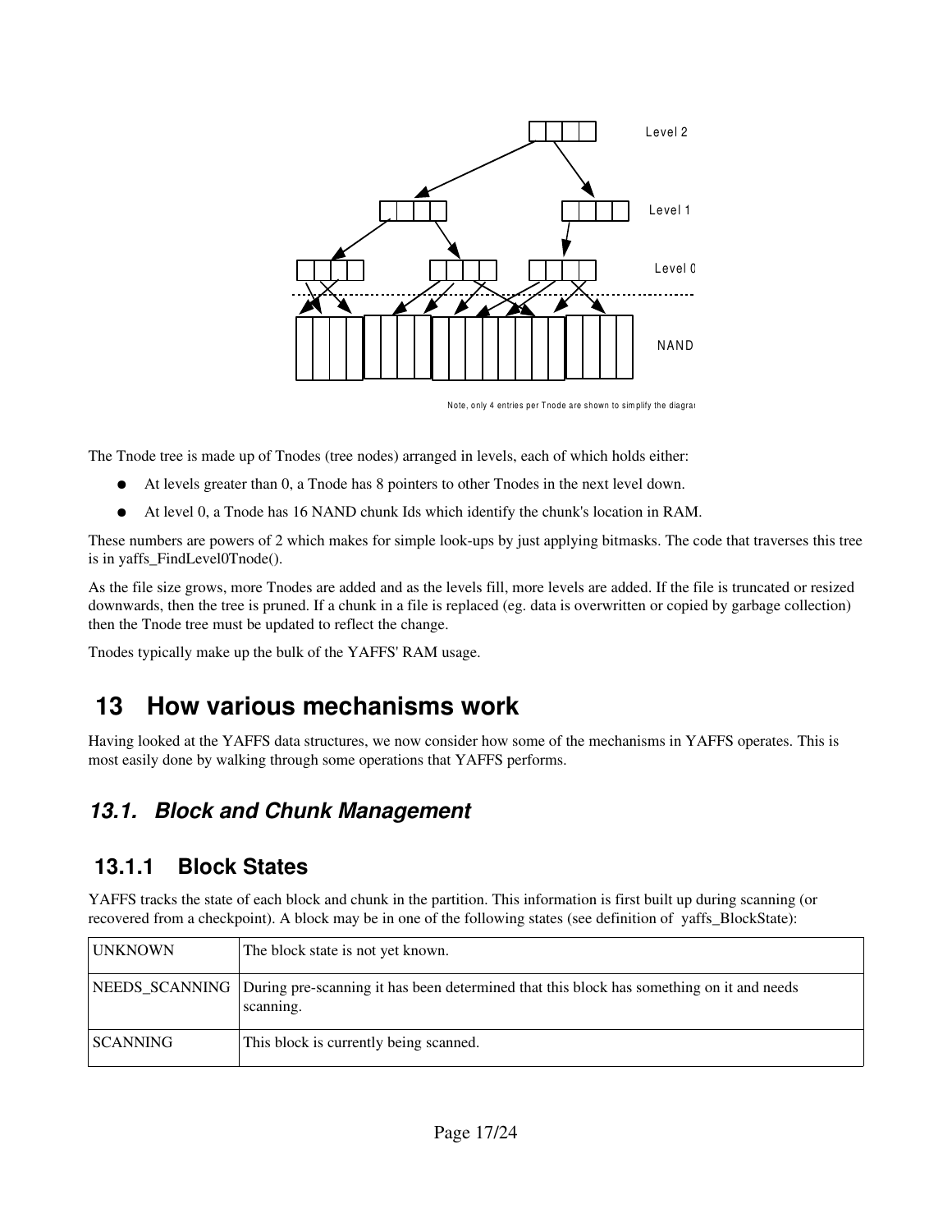Level 2

Level 1

Level 0

NAND

Note, only 4 entries per Tnode are shown to simplify the diagram

The Tnode tree is made up of Tnodes (tree nodes) arranged in levels, each of which holds either:

- At levels greater than 0, a Tnode has 8 pointers to other Tnodes in the next level down.
- At level 0, a Tnode has 16 NAND chunk Ids which identify the chunk's location in RAM.

These numbers are powers of 2 which makes for simple look-ups by just applying bitmasks. The code that traverses this tree is in yaffs_FindLevel0Tnode().

As the file size grows, more Tnodes are added and as the levels fill, more levels are added. If the file is truncated or resized downwards, then the tree is pruned. If a chunk in a file is replaced (eg. data is overwritten or copied by garbage collection) then the Tnode tree must be updated to reflect the change.

Tnodes typically make up the bulk of the YAFFS' RAM usage.

# 13 How various mechanisms work

Having looked at the YAFFS data structures, we now consider how some of the mechanisms in YAFFS operates. This is most easily done by walking through some operations that YAFFS performs.

## *13.1. Block and Chunk Management*

### 13.1.1 Block States

YAFFS tracks the state of each block and chunk in the partition. This information is first built up during scanning (or recovered from a checkpoint). A block may be in one of the following states (see definition of yaffs_BlockState):

| | |
|---|---|
| UNKNOWN | The block state is not yet known. |
| NEEDS_SCANNING | During pre-scanning it has been determined that this block has something on it and needs scanning. |
| SCANNING | This block is currently being scanned. |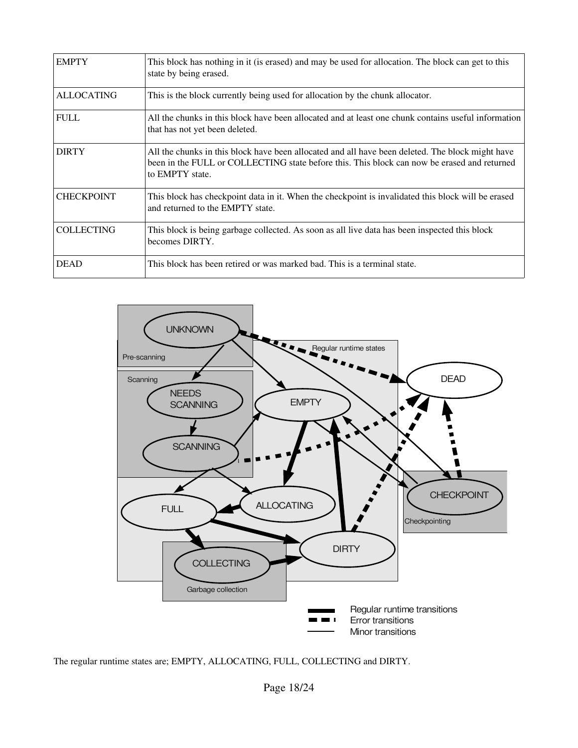| | |
|---|---|
| EMPTY | This block has nothing in it (is erased) and may be used for allocation. The block can get to this state by being erased. |
| ALLOCATING | This is the block currently being used for allocation by the chunk allocator. |
| FULL | All the chunks in this block have been allocated and at least one chunk contains useful information that has not yet been deleted. |
| DIRTY | All the chunks in this block have been allocated and all have been deleted. The block might have been in the FULL or COLLECTING state before this. This block can now be erased and returned to EMPTY state. |
| CHECKPOINT | This block has checkpoint data in it. When the checkpoint is invalidated this block will be erased and returned to the EMPTY state. |
| COLLECTING | This block is being garbage collected. As soon as all live data has been inspected this block becomes DIRTY. |
| DEAD | This block has been retired or was marked bad. This is a terminal state. |

UNKNOWN
Pre-scanning
Regular runtime states
DEAD
Scanning
NEEDS SCANNING
EMPTY
SCANNING
CHECKPOINT
FULL
ALLOCATING
Checkpointing
DIRTY
COLLECTING
Garbage collection

Regular runtime transitions
Error transitions
Minor transitions

The regular runtime states are; EMPTY, ALLOCATING, FULL, COLLECTING and DIRTY.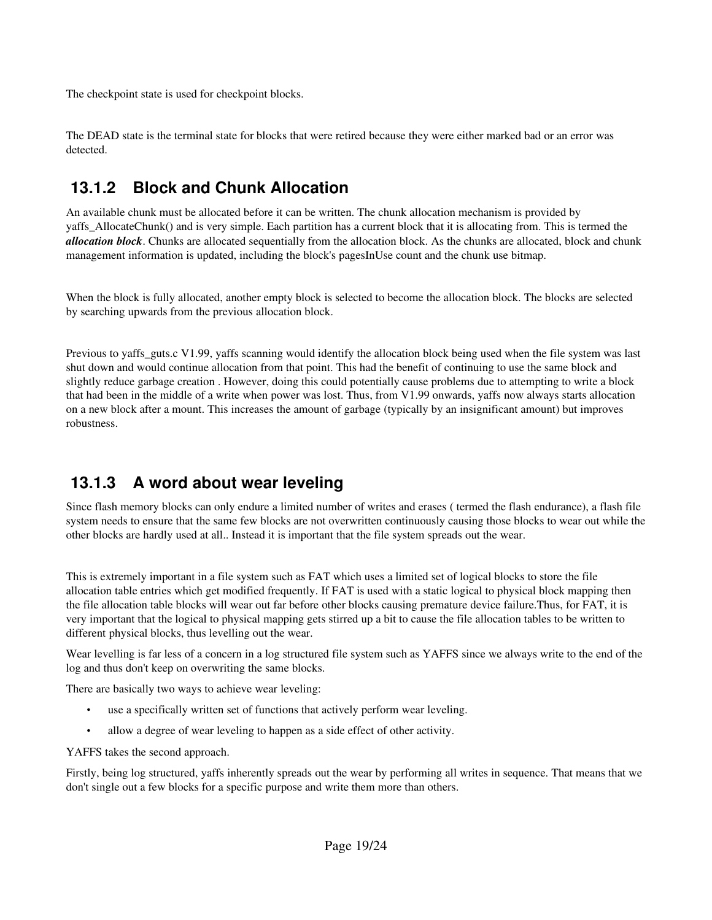The checkpoint state is used for checkpoint blocks.

The DEAD state is the terminal state for blocks that were retired because they were either marked bad or an error was detected.

### 13.1.2 Block and Chunk Allocation

An available chunk must be allocated before it can be written. The chunk allocation mechanism is provided by yaffs_AllocateChunk() and is very simple. Each partition has a current block that it is allocating from. This is termed the ***allocation block***. Chunks are allocated sequentially from the allocation block. As the chunks are allocated, block and chunk management information is updated, including the block's pagesInUse count and the chunk use bitmap.

When the block is fully allocated, another empty block is selected to become the allocation block. The blocks are selected by searching upwards from the previous allocation block.

Previous to yaffs_guts.c V1.99, yaffs scanning would identify the allocation block being used when the file system was last shut down and would continue allocation from that point. This had the benefit of continuing to use the same block and slightly reduce garbage creation . However, doing this could potentially cause problems due to attempting to write a block that had been in the middle of a write when power was lost. Thus, from V1.99 onwards, yaffs now always starts allocation on a new block after a mount. This increases the amount of garbage (typically by an insignificant amount) but improves robustness.

### 13.1.3 A word about wear leveling

Since flash memory blocks can only endure a limited number of writes and erases ( termed the flash endurance), a flash file system needs to ensure that the same few blocks are not overwritten continuously causing those blocks to wear out while the other blocks are hardly used at all.. Instead it is important that the file system spreads out the wear.

This is extremely important in a file system such as FAT which uses a limited set of logical blocks to store the file allocation table entries which get modified frequently. If FAT is used with a static logical to physical block mapping then the file allocation table blocks will wear out far before other blocks causing premature device failure.Thus, for FAT, it is very important that the logical to physical mapping gets stirred up a bit to cause the file allocation tables to be written to different physical blocks, thus levelling out the wear.

Wear levelling is far less of a concern in a log structured file system such as YAFFS since we always write to the end of the log and thus don't keep on overwriting the same blocks.

There are basically two ways to achieve wear leveling:

- use a specifically written set of functions that actively perform wear leveling.
- allow a degree of wear leveling to happen as a side effect of other activity.

YAFFS takes the second approach.

Firstly, being log structured, yaffs inherently spreads out the wear by performing all writes in sequence. That means that we don't single out a few blocks for a specific purpose and write them more than others.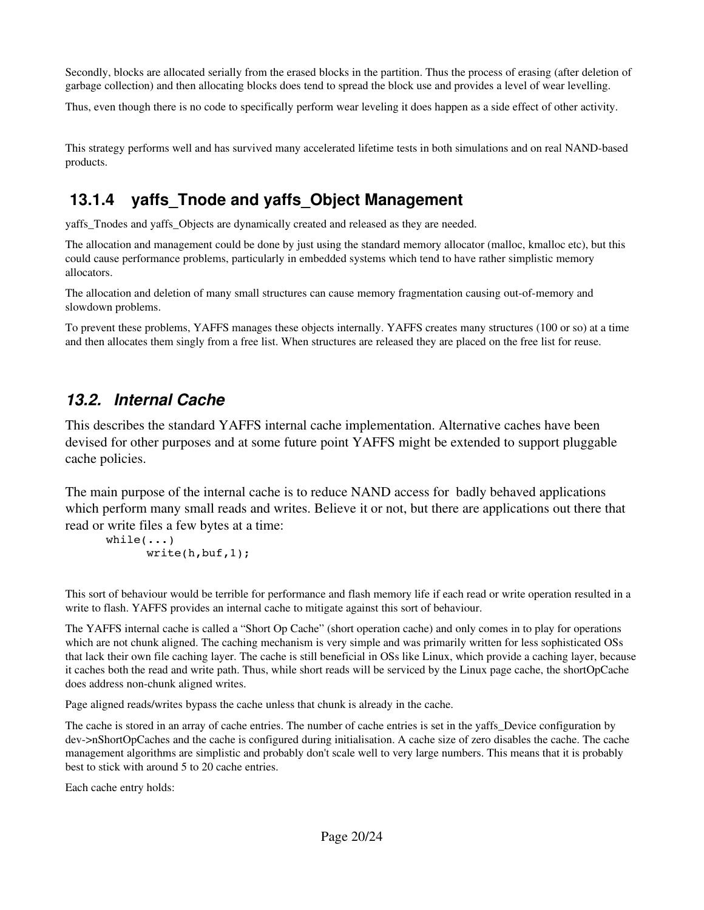Secondly, blocks are allocated serially from the erased blocks in the partition. Thus the process of erasing (after deletion of garbage collection) and then allocating blocks does tend to spread the block use and provides a level of wear levelling.

Thus, even though there is no code to specifically perform wear leveling it does happen as a side effect of other activity.

This strategy performs well and has survived many accelerated lifetime tests in both simulations and on real NAND-based products.

### 13.1.4 yaffs_Tnode and yaffs_Object Management

yaffs_Tnodes and yaffs_Objects are dynamically created and released as they are needed.

The allocation and management could be done by just using the standard memory allocator (malloc, kmalloc etc), but this could cause performance problems, particularly in embedded systems which tend to have rather simplistic memory allocators.

The allocation and deletion of many small structures can cause memory fragmentation causing out-of-memory and slowdown problems.

To prevent these problems, YAFFS manages these objects internally. YAFFS creates many structures (100 or so) at a time and then allocates them singly from a free list. When structures are released they are placed on the free list for reuse.

## *13.2. Internal Cache*

This describes the standard YAFFS internal cache implementation. Alternative caches have been devised for other purposes and at some future point YAFFS might be extended to support pluggable cache policies.

The main purpose of the internal cache is to reduce NAND access for badly behaved applications which perform many small reads and writes. Believe it or not, but there are applications out there that read or write files a few bytes at a time:

```
while(...)
      write(h,buf,1);
```

This sort of behaviour would be terrible for performance and flash memory life if each read or write operation resulted in a write to flash. YAFFS provides an internal cache to mitigate against this sort of behaviour.

The YAFFS internal cache is called a "Short Op Cache" (short operation cache) and only comes in to play for operations which are not chunk aligned. The caching mechanism is very simple and was primarily written for less sophisticated OSs that lack their own file caching layer. The cache is still beneficial in OSs like Linux, which provide a caching layer, because it caches both the read and write path. Thus, while short reads will be serviced by the Linux page cache, the shortOpCache does address non-chunk aligned writes.

Page aligned reads/writes bypass the cache unless that chunk is already in the cache.

The cache is stored in an array of cache entries. The number of cache entries is set in the yaffs_Device configuration by dev->nShortOpCaches and the cache is configured during initialisation. A cache size of zero disables the cache. The cache management algorithms are simplistic and probably don't scale well to very large numbers. This means that it is probably best to stick with around 5 to 20 cache entries.

Each cache entry holds: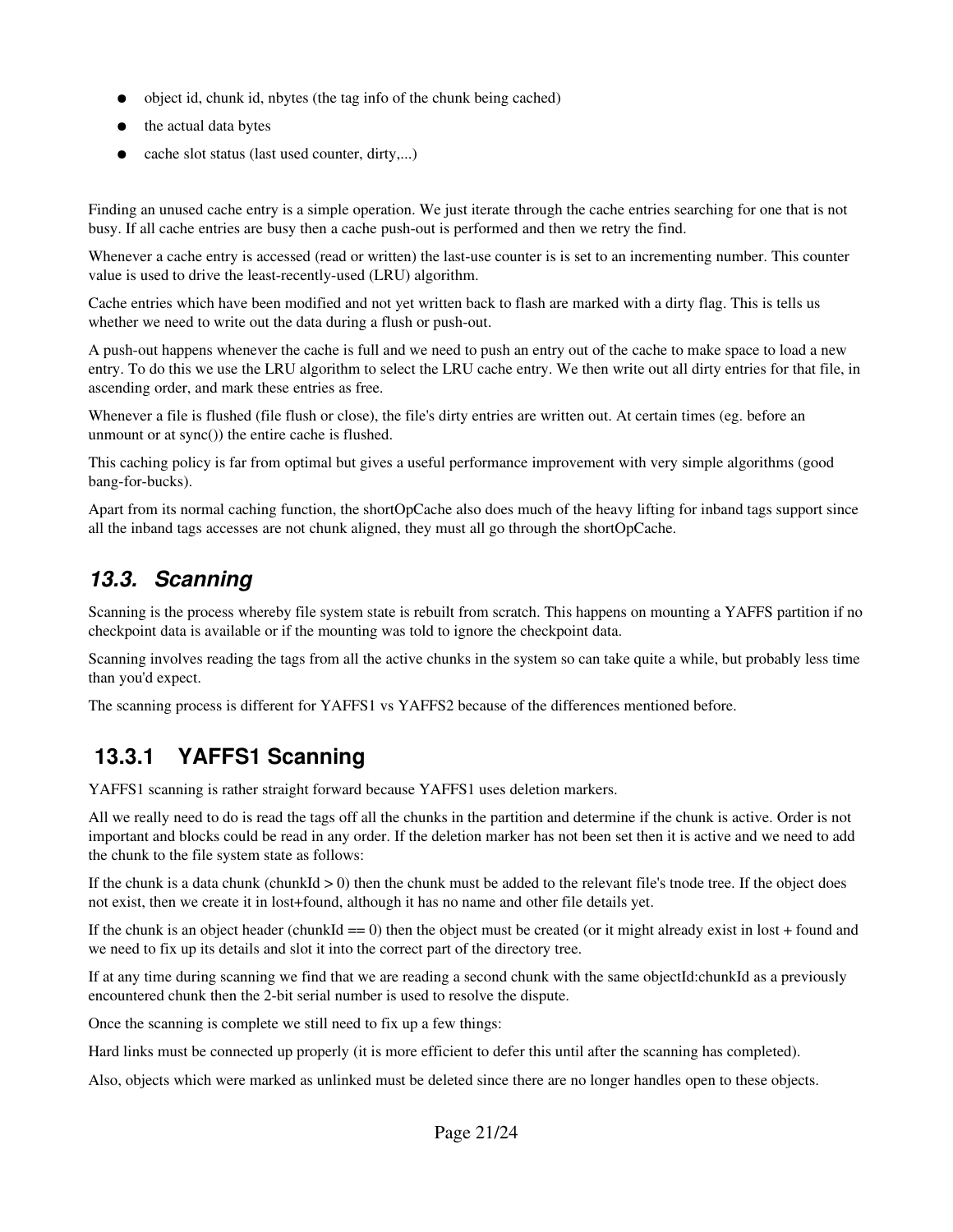- object id, chunk id, nbytes (the tag info of the chunk being cached)
- the actual data bytes
- cache slot status (last used counter, dirty,...)

Finding an unused cache entry is a simple operation. We just iterate through the cache entries searching for one that is not busy. If all cache entries are busy then a cache push-out is performed and then we retry the find.

Whenever a cache entry is accessed (read or written) the last-use counter is is set to an incrementing number. This counter value is used to drive the least-recently-used (LRU) algorithm.

Cache entries which have been modified and not yet written back to flash are marked with a dirty flag. This is tells us whether we need to write out the data during a flush or push-out.

A push-out happens whenever the cache is full and we need to push an entry out of the cache to make space to load a new entry. To do this we use the LRU algorithm to select the LRU cache entry. We then write out all dirty entries for that file, in ascending order, and mark these entries as free.

Whenever a file is flushed (file flush or close), the file's dirty entries are written out. At certain times (eg. before an unmount or at sync()) the entire cache is flushed.

This caching policy is far from optimal but gives a useful performance improvement with very simple algorithms (good bang-for-bucks).

Apart from its normal caching function, the shortOpCache also does much of the heavy lifting for inband tags support since all the inband tags accesses are not chunk aligned, they must all go through the shortOpCache.

## *13.3. Scanning*

Scanning is the process whereby file system state is rebuilt from scratch. This happens on mounting a YAFFS partition if no checkpoint data is available or if the mounting was told to ignore the checkpoint data.

Scanning involves reading the tags from all the active chunks in the system so can take quite a while, but probably less time than you'd expect.

The scanning process is different for YAFFS1 vs YAFFS2 because of the differences mentioned before.

### 13.3.1 YAFFS1 Scanning

YAFFS1 scanning is rather straight forward because YAFFS1 uses deletion markers.

All we really need to do is read the tags off all the chunks in the partition and determine if the chunk is active. Order is not important and blocks could be read in any order. If the deletion marker has not been set then it is active and we need to add the chunk to the file system state as follows:

If the chunk is a data chunk (chunkId > 0) then the chunk must be added to the relevant file's tnode tree. If the object does not exist, then we create it in lost+found, although it has no name and other file details yet.

If the chunk is an object header (chunkId == 0) then the object must be created (or it might already exist in lost + found and we need to fix up its details and slot it into the correct part of the directory tree.

If at any time during scanning we find that we are reading a second chunk with the same objectId:chunkId as a previously encountered chunk then the 2-bit serial number is used to resolve the dispute.

Once the scanning is complete we still need to fix up a few things:

Hard links must be connected up properly (it is more efficient to defer this until after the scanning has completed).

Also, objects which were marked as unlinked must be deleted since there are no longer handles open to these objects.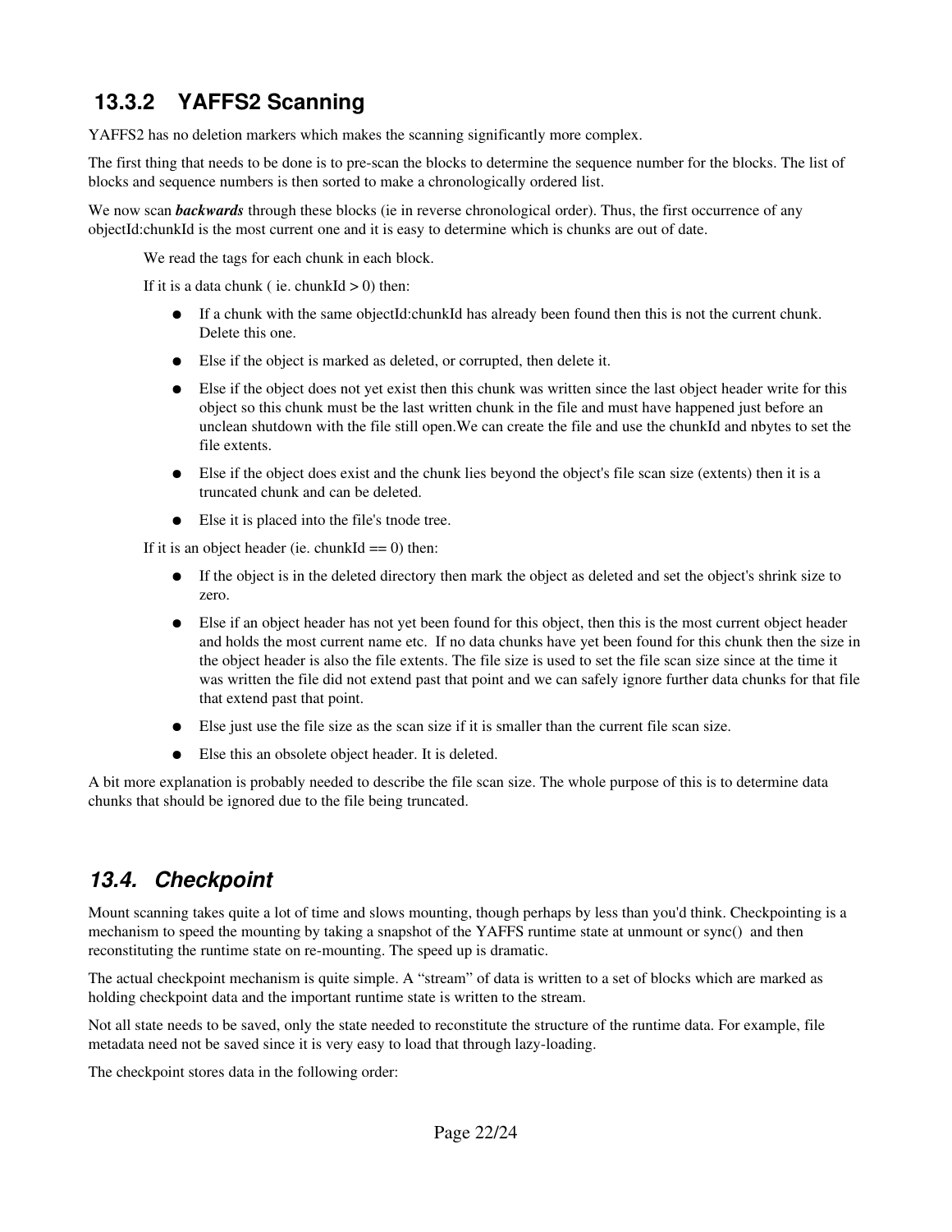### 13.3.2 YAFFS2 Scanning

YAFFS2 has no deletion markers which makes the scanning significantly more complex.

The first thing that needs to be done is to pre-scan the blocks to determine the sequence number for the blocks. The list of blocks and sequence numbers is then sorted to make a chronologically ordered list.

We now scan ***backwards*** through these blocks (ie in reverse chronological order). Thus, the first occurrence of any objectId:chunkId is the most current one and it is easy to determine which is chunks are out of date.

We read the tags for each chunk in each block.

If it is a data chunk ( ie. chunkId > 0) then:

- If a chunk with the same objectId:chunkId has already been found then this is not the current chunk. Delete this one.
- Else if the object is marked as deleted, or corrupted, then delete it.
- Else if the object does not yet exist then this chunk was written since the last object header write for this object so this chunk must be the last written chunk in the file and must have happened just before an unclean shutdown with the file still open.We can create the file and use the chunkId and nbytes to set the file extents.
- Else if the object does exist and the chunk lies beyond the object's file scan size (extents) then it is a truncated chunk and can be deleted.
- Else it is placed into the file's tnode tree.

If it is an object header (ie. chunkId == 0) then:

- If the object is in the deleted directory then mark the object as deleted and set the object's shrink size to zero.
- Else if an object header has not yet been found for this object, then this is the most current object header and holds the most current name etc. If no data chunks have yet been found for this chunk then the size in the object header is also the file extents. The file size is used to set the file scan size since at the time it was written the file did not extend past that point and we can safely ignore further data chunks for that file that extend past that point.
- Else just use the file size as the scan size if it is smaller than the current file scan size.
- Else this an obsolete object header. It is deleted.

A bit more explanation is probably needed to describe the file scan size. The whole purpose of this is to determine data chunks that should be ignored due to the file being truncated.

## *13.4. Checkpoint*

Mount scanning takes quite a lot of time and slows mounting, though perhaps by less than you'd think. Checkpointing is a mechanism to speed the mounting by taking a snapshot of the YAFFS runtime state at unmount or sync() and then reconstituting the runtime state on re-mounting. The speed up is dramatic.

The actual checkpoint mechanism is quite simple. A "stream" of data is written to a set of blocks which are marked as holding checkpoint data and the important runtime state is written to the stream.

Not all state needs to be saved, only the state needed to reconstitute the structure of the runtime data. For example, file metadata need not be saved since it is very easy to load that through lazy-loading.

The checkpoint stores data in the following order: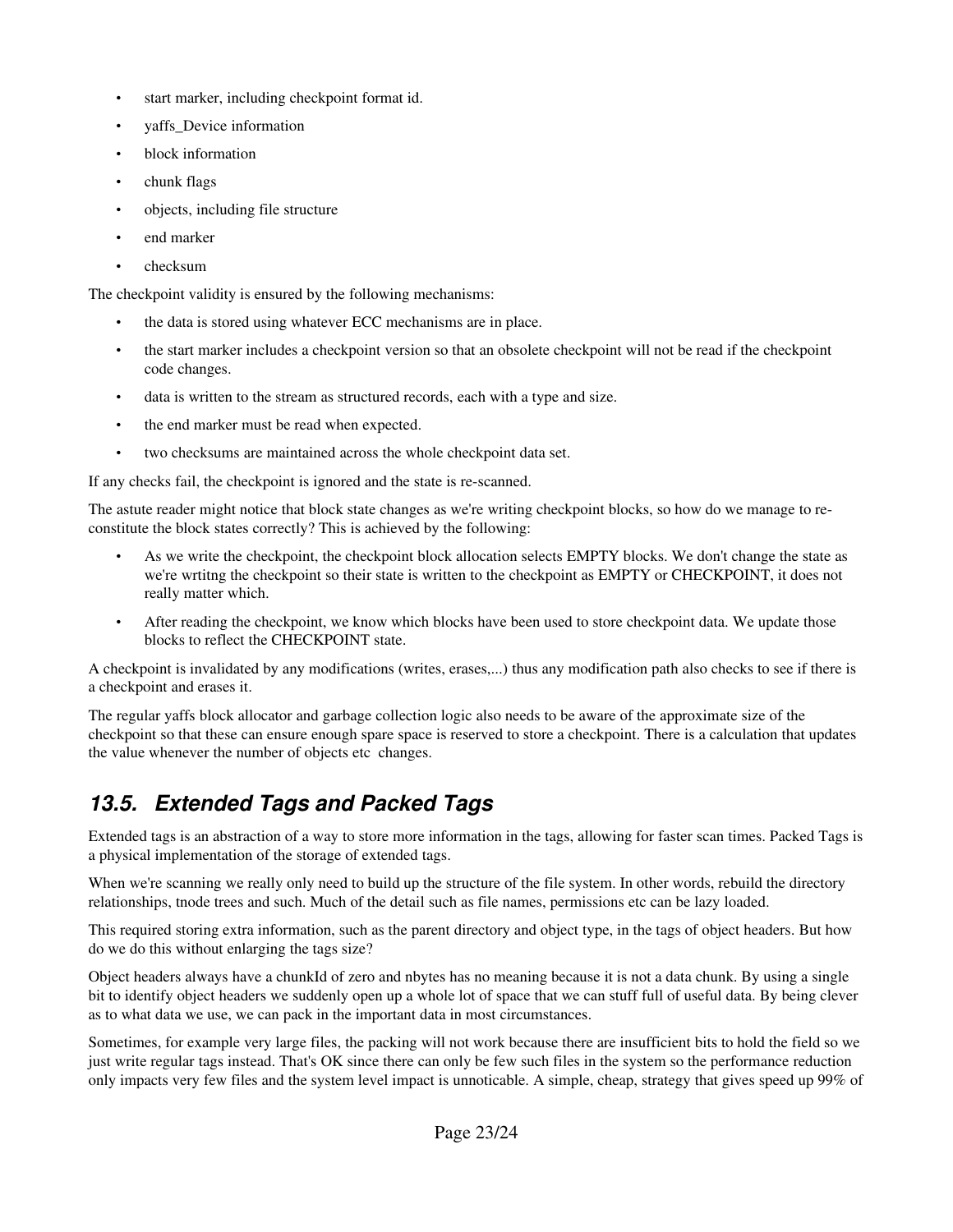- start marker, including checkpoint format id.
- yaffs_Device information
- block information
- chunk flags
- objects, including file structure
- end marker
- checksum

The checkpoint validity is ensured by the following mechanisms:

- the data is stored using whatever ECC mechanisms are in place.
- the start marker includes a checkpoint version so that an obsolete checkpoint will not be read if the checkpoint code changes.
- data is written to the stream as structured records, each with a type and size.
- the end marker must be read when expected.
- two checksums are maintained across the whole checkpoint data set.

If any checks fail, the checkpoint is ignored and the state is re-scanned.

The astute reader might notice that block state changes as we're writing checkpoint blocks, so how do we manage to re-constitute the block states correctly? This is achieved by the following:

- As we write the checkpoint, the checkpoint block allocation selects EMPTY blocks. We don't change the state as we're wrtitng the checkpoint so their state is written to the checkpoint as EMPTY or CHECKPOINT, it does not really matter which.
- After reading the checkpoint, we know which blocks have been used to store checkpoint data. We update those blocks to reflect the CHECKPOINT state.

A checkpoint is invalidated by any modifications (writes, erases,...) thus any modification path also checks to see if there is a checkpoint and erases it.

The regular yaffs block allocator and garbage collection logic also needs to be aware of the approximate size of the checkpoint so that these can ensure enough spare space is reserved to store a checkpoint. There is a calculation that updates the value whenever the number of objects etc changes.

## 13.5. Extended Tags and Packed Tags

Extended tags is an abstraction of a way to store more information in the tags, allowing for faster scan times. Packed Tags is a physical implementation of the storage of extended tags.

When we're scanning we really only need to build up the structure of the file system. In other words, rebuild the directory relationships, tnode trees and such. Much of the detail such as file names, permissions etc can be lazy loaded.

This required storing extra information, such as the parent directory and object type, in the tags of object headers. But how do we do this without enlarging the tags size?

Object headers always have a chunkId of zero and nbytes has no meaning because it is not a data chunk. By using a single bit to identify object headers we suddenly open up a whole lot of space that we can stuff full of useful data. By being clever as to what data we use, we can pack in the important data in most circumstances.

Sometimes, for example very large files, the packing will not work because there are insufficient bits to hold the field so we just write regular tags instead. That's OK since there can only be few such files in the system so the performance reduction only impacts very few files and the system level impact is unnoticable. A simple, cheap, strategy that gives speed up 99% of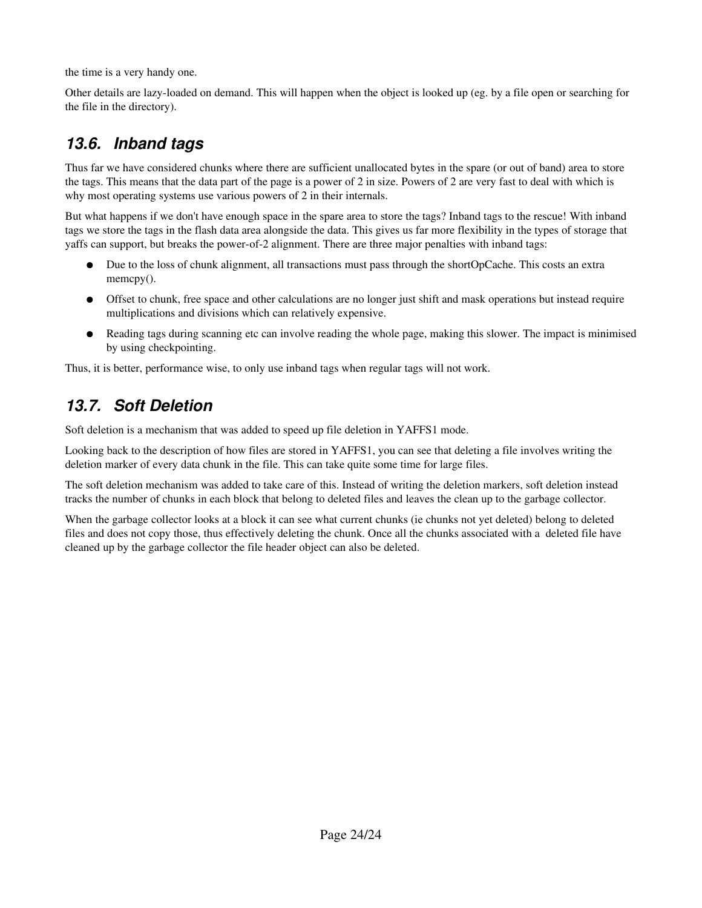the time is a very handy one.

Other details are lazy-loaded on demand. This will happen when the object is looked up (eg. by a file open or searching for the file in the directory).

## 13.6. Inband tags

Thus far we have considered chunks where there are sufficient unallocated bytes in the spare (or out of band) area to store the tags. This means that the data part of the page is a power of 2 in size. Powers of 2 are very fast to deal with which is why most operating systems use various powers of 2 in their internals.

But what happens if we don't have enough space in the spare area to store the tags? Inband tags to the rescue! With inband tags we store the tags in the flash data area alongside the data. This gives us far more flexibility in the types of storage that yaffs can support, but breaks the power-of-2 alignment. There are three major penalties with inband tags:

- Due to the loss of chunk alignment, all transactions must pass through the shortOpCache. This costs an extra memcpy().
- Offset to chunk, free space and other calculations are no longer just shift and mask operations but instead require multiplications and divisions which can relatively expensive.
- Reading tags during scanning etc can involve reading the whole page, making this slower. The impact is minimised by using checkpointing.

Thus, it is better, performance wise, to only use inband tags when regular tags will not work.

## 13.7. Soft Deletion

Soft deletion is a mechanism that was added to speed up file deletion in YAFFS1 mode.

Looking back to the description of how files are stored in YAFFS1, you can see that deleting a file involves writing the deletion marker of every data chunk in the file. This can take quite some time for large files.

The soft deletion mechanism was added to take care of this. Instead of writing the deletion markers, soft deletion instead tracks the number of chunks in each block that belong to deleted files and leaves the clean up to the garbage collector.

When the garbage collector looks at a block it can see what current chunks (ie chunks not yet deleted) belong to deleted files and does not copy those, thus effectively deleting the chunk. Once all the chunks associated with a deleted file have cleaned up by the garbage collector the file header object can also be deleted.